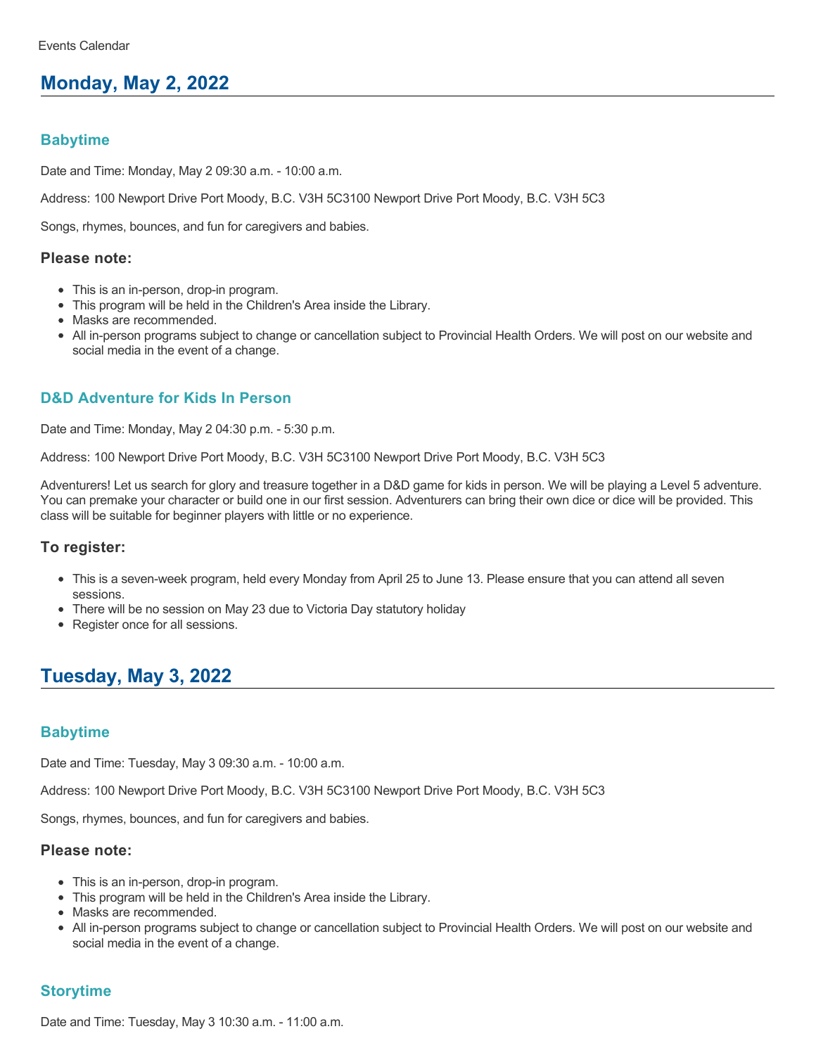Events Calendar

## Monday, May 2, 2022

### Babytime

Date and Time: Monday, May 2 09:30 a.m. - 10:00 a.m.

Address: 100 Newport Drive Port Moody, B.C. V3H 5C3100 Newport Drive Port Moody, B.C. V3H 5C3

Songs, rhymes, bounces, and fun for caregivers and babies.

#### Please note:

- This is an in-person, drop-in program.
- This program will be held in the Children's Area inside the Library.
- Masks are recommended.
- All in-person programs subject to change or cancellation subject to Provincial Health Orders. We will post on our website and social media in the event of a change.

### D&D Adventure for Kids In Person

Date and Time: Monday, May 2 04:30 p.m. - 5:30 p.m.

Address: 100 Newport Drive Port Moody, B.C. V3H 5C3100 Newport Drive Port Moody, B.C. V3H 5C3

Adventurers! Let us search for glory and treasure together in a D&D game for kids in person. We will be playing a Level 5 adventure. You can premake your character or build one in our first session. Adventurers can bring their own dice or dice will be provided. This class will be suitable for beginner players with little or no experience.

#### To register:

- This is a seven-week program, held every Monday from April 25 to June 13. Please ensure that you can attend all seven sessions.
- There will be no session on May 23 due to Victoria Day statutory holiday
- Register once for all sessions.

## Tuesday, May 3, 2022

### Babytime

Date and Time: Tuesday, May 3 09:30 a.m. - 10:00 a.m.

Address: 100 Newport Drive Port Moody, B.C. V3H 5C3100 Newport Drive Port Moody, B.C. V3H 5C3

Songs, rhymes, bounces, and fun for caregivers and babies.

#### Please note:

- This is an in-person, drop-in program.
- This program will be held in the Children's Area inside the Library.
- Masks are recommended.
- All in-person programs subject to change or cancellation subject to Provincial Health Orders. We will post on our website and social media in the event of a change.

### Storytime

Date and Time: Tuesday, May 3 10:30 a.m. - 11:00 a.m.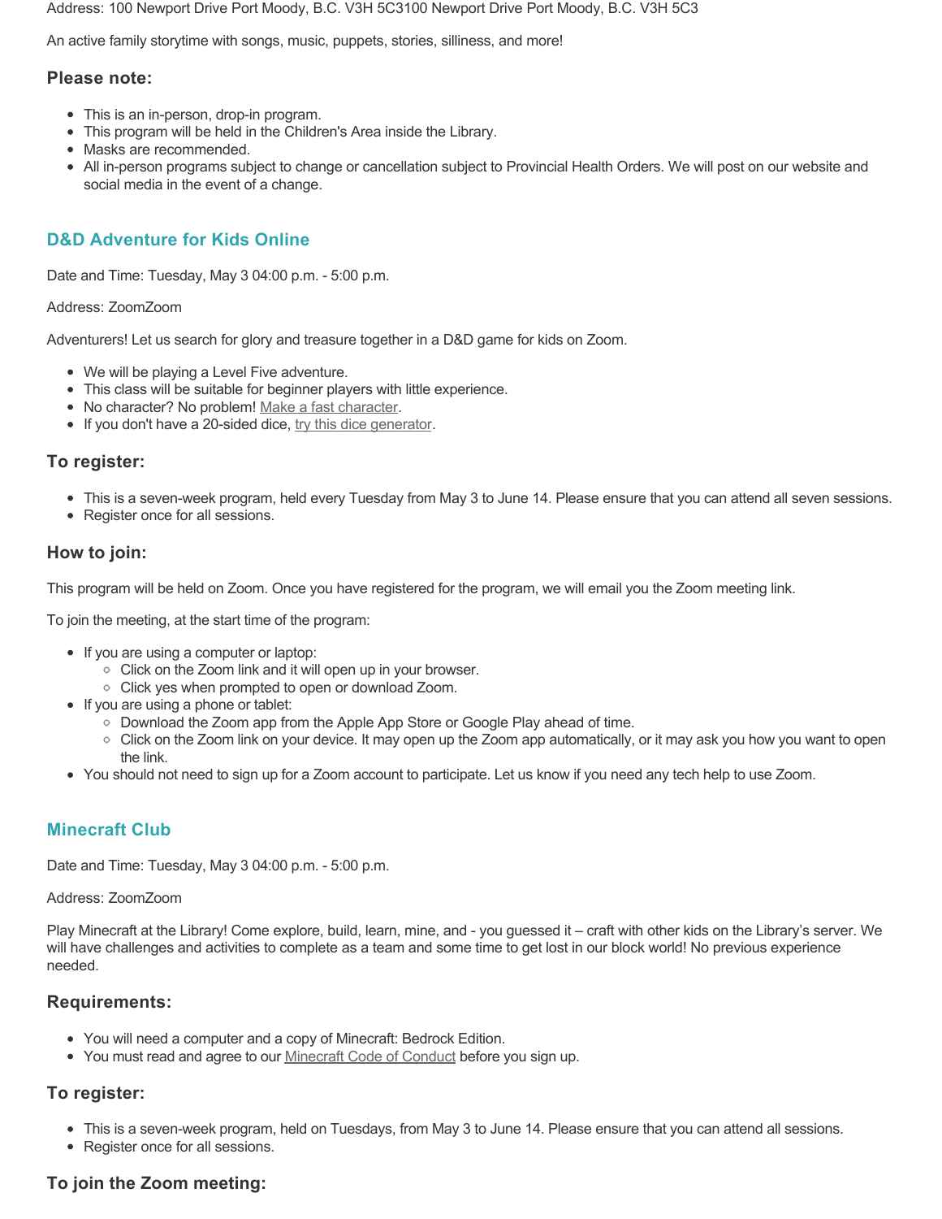Address: 100 Newport Drive Port Moody, B.C. V3H 5C3100 Newport Drive Port Moody, B.C. V3H 5C3

An active family storytime with songs, music, puppets, stories, silliness, and more!

### Please note:

- This is an in-person, drop-in program.
- This program will be held in the Children's Area inside the Library.
- Masks are recommended.
- All in-person programs subject to change or cancellation subject to Provincial Health Orders. We will post on our website and social media in the event of a change.

## D&D Adventure for Kids Online

Date and Time: Tuesday, May 3 04:00 p.m. - 5:00 p.m.

Address: ZoomZoom

Adventurers! Let us search for glory and treasure together in a D&D game for kids on Zoom.

- We will be playing a Level Five adventure.
- This class will be suitable for beginner players with little experience.
- No character? No problem! Make a fast character.
- If you don't have a 20-sided dice, try this dice generator.

### To register:

- This is a seven-week program, held every Tuesday from May 3 to June 14. Please ensure that you can attend all seven sessions.
- Register once for all sessions.

### How to join:

This program will be held on Zoom. Once you have registered for the program, we will email you the Zoom meeting link.

To join the meeting, at the start time of the program:

- If you are using a computer or laptop:
  - Click on the Zoom link and it will open up in your browser.
  - Click yes when prompted to open or download Zoom.
- If you are using a phone or tablet:
  - Download the Zoom app from the Apple App Store or Google Play ahead of time.
  - Click on the Zoom link on your device. It may open up the Zoom app automatically, or it may ask you how you want to open the link.
- You should not need to sign up for a Zoom account to participate. Let us know if you need any tech help to use Zoom.

## Minecraft Club

Date and Time: Tuesday, May 3 04:00 p.m. - 5:00 p.m.

Address: ZoomZoom

Play Minecraft at the Library! Come explore, build, learn, mine, and - you guessed it – craft with other kids on the Library's server. We will have challenges and activities to complete as a team and some time to get lost in our block world! No previous experience needed.

### Requirements:

- You will need a computer and a copy of Minecraft: Bedrock Edition.
- You must read and agree to our Minecraft Code of Conduct before you sign up.

### To register:

- This is a seven-week program, held on Tuesdays, from May 3 to June 14. Please ensure that you can attend all sessions.
- Register once for all sessions.

### To join the Zoom meeting: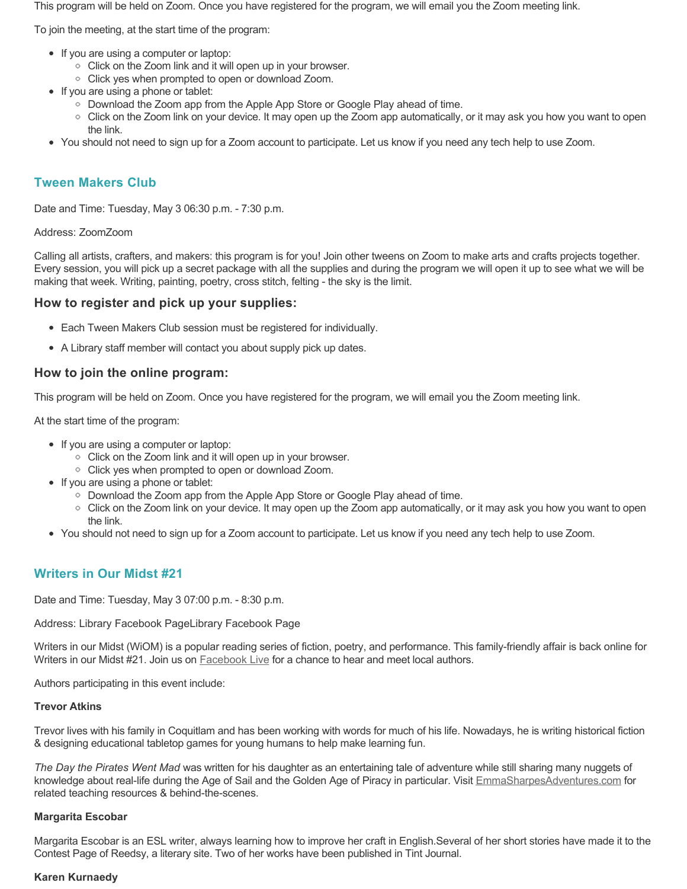This program will be held on Zoom. Once you have registered for the program, we will email you the Zoom meeting link.

To join the meeting, at the start time of the program:

- If you are using a computer or laptop:
  - Click on the Zoom link and it will open up in your browser.
  - Click yes when prompted to open or download Zoom.
- If you are using a phone or tablet:
  - Download the Zoom app from the Apple App Store or Google Play ahead of time.
  - Click on the Zoom link on your device. It may open up the Zoom app automatically, or it may ask you how you want to open the link.
- You should not need to sign up for a Zoom account to participate. Let us know if you need any tech help to use Zoom.

## Tween Makers Club

Date and Time: Tuesday, May 3 06:30 p.m. - 7:30 p.m.

Address: ZoomZoom

Calling all artists, crafters, and makers: this program is for you! Join other tweens on Zoom to make arts and crafts projects together. Every session, you will pick up a secret package with all the supplies and during the program we will open it up to see what we will be making that week. Writing, painting, poetry, cross stitch, felting - the sky is the limit.

### How to register and pick up your supplies:

- Each Tween Makers Club session must be registered for individually.
- A Library staff member will contact you about supply pick up dates.

### How to join the online program:

This program will be held on Zoom. Once you have registered for the program, we will email you the Zoom meeting link.

At the start time of the program:

- If you are using a computer or laptop:
  - Click on the Zoom link and it will open up in your browser.
  - Click yes when prompted to open or download Zoom.
- If you are using a phone or tablet:
  - Download the Zoom app from the Apple App Store or Google Play ahead of time.
  - Click on the Zoom link on your device. It may open up the Zoom app automatically, or it may ask you how you want to open the link.
- You should not need to sign up for a Zoom account to participate. Let us know if you need any tech help to use Zoom.

## Writers in Our Midst #21

Date and Time: Tuesday, May 3 07:00 p.m. - 8:30 p.m.

Address: Library Facebook PageLibrary Facebook Page

Writers in our Midst (WiOM) is a popular reading series of fiction, poetry, and performance. This family-friendly affair is back online for Writers in our Midst #21. Join us on Facebook Live for a chance to hear and meet local authors.

Authors participating in this event include:

**Trevor Atkins**

Trevor lives with his family in Coquitlam and has been working with words for much of his life. Nowadays, he is writing historical fiction & designing educational tabletop games for young humans to help make learning fun.

*The Day the Pirates Went Mad* was written for his daughter as an entertaining tale of adventure while still sharing many nuggets of knowledge about real-life during the Age of Sail and the Golden Age of Piracy in particular. Visit EmmaSharpesAdventures.com for related teaching resources & behind-the-scenes.

**Margarita Escobar**

Margarita Escobar is an ESL writer, always learning how to improve her craft in English.Several of her short stories have made it to the Contest Page of Reedsy, a literary site. Two of her works have been published in Tint Journal.

**Karen Kurnaedy**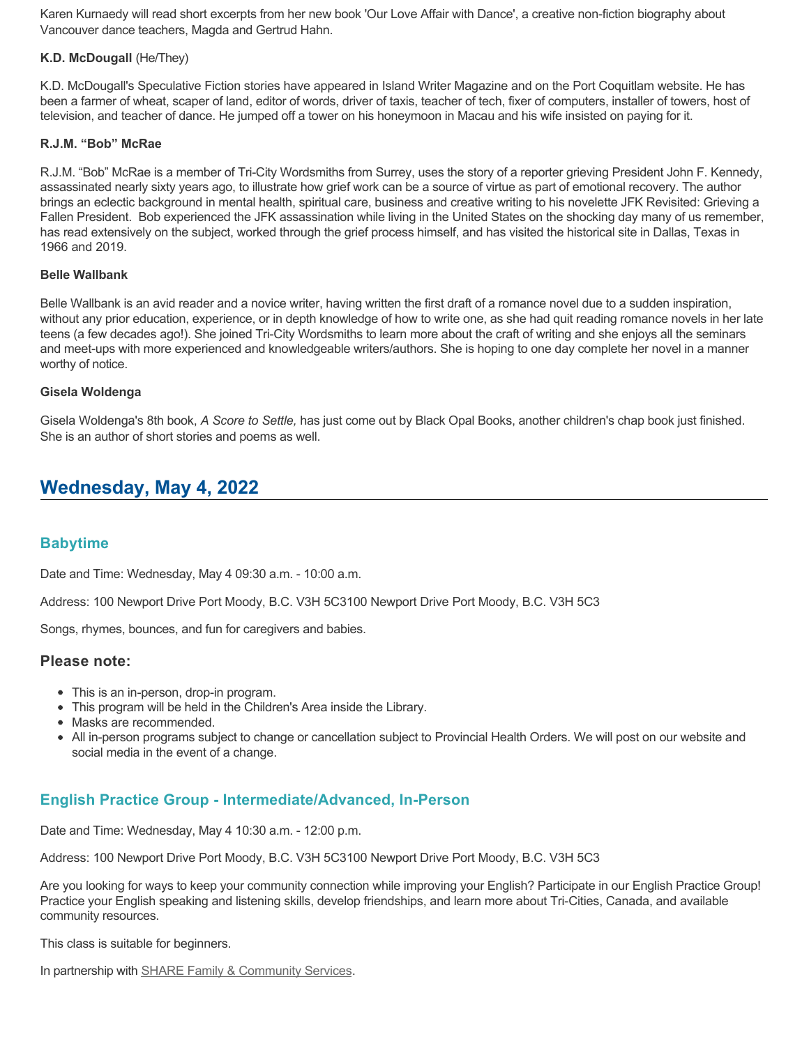Karen Kurnaedy will read short excerpts from her new book 'Our Love Affair with Dance', a creative non-fiction biography about Vancouver dance teachers, Magda and Gertrud Hahn.

**K.D. McDougall** (He/They)

K.D. McDougall's Speculative Fiction stories have appeared in Island Writer Magazine and on the Port Coquitlam website. He has been a farmer of wheat, scaper of land, editor of words, driver of taxis, teacher of tech, fixer of computers, installer of towers, host of television, and teacher of dance. He jumped off a tower on his honeymoon in Macau and his wife insisted on paying for it.

**R.J.M. "Bob" McRae**

R.J.M. "Bob" McRae is a member of Tri-City Wordsmiths from Surrey, uses the story of a reporter grieving President John F. Kennedy, assassinated nearly sixty years ago, to illustrate how grief work can be a source of virtue as part of emotional recovery. The author brings an eclectic background in mental health, spiritual care, business and creative writing to his novelette JFK Revisited: Grieving a Fallen President. Bob experienced the JFK assassination while living in the United States on the shocking day many of us remember, has read extensively on the subject, worked through the grief process himself, and has visited the historical site in Dallas, Texas in 1966 and 2019.

**Belle Wallbank**

Belle Wallbank is an avid reader and a novice writer, having written the first draft of a romance novel due to a sudden inspiration, without any prior education, experience, or in depth knowledge of how to write one, as she had quit reading romance novels in her late teens (a few decades ago!). She joined Tri-City Wordsmiths to learn more about the craft of writing and she enjoys all the seminars and meet-ups with more experienced and knowledgeable writers/authors. She is hoping to one day complete her novel in a manner worthy of notice.

**Gisela Woldenga**

Gisela Woldenga's 8th book, *A Score to Settle,* has just come out by Black Opal Books, another children's chap book just finished. She is an author of short stories and poems as well.

## Wednesday, May 4, 2022

### Babytime

Date and Time: Wednesday, May 4 09:30 a.m. - 10:00 a.m.

Address: 100 Newport Drive Port Moody, B.C. V3H 5C3100 Newport Drive Port Moody, B.C. V3H 5C3

Songs, rhymes, bounces, and fun for caregivers and babies.

#### Please note:

- This is an in-person, drop-in program.
- This program will be held in the Children's Area inside the Library.
- Masks are recommended.
- All in-person programs subject to change or cancellation subject to Provincial Health Orders. We will post on our website and social media in the event of a change.

### English Practice Group - Intermediate/Advanced, In-Person

Date and Time: Wednesday, May 4 10:30 a.m. - 12:00 p.m.

Address: 100 Newport Drive Port Moody, B.C. V3H 5C3100 Newport Drive Port Moody, B.C. V3H 5C3

Are you looking for ways to keep your community connection while improving your English? Participate in our English Practice Group! Practice your English speaking and listening skills, develop friendships, and learn more about Tri-Cities, Canada, and available community resources.

This class is suitable for beginners.

In partnership with SHARE Family & Community Services.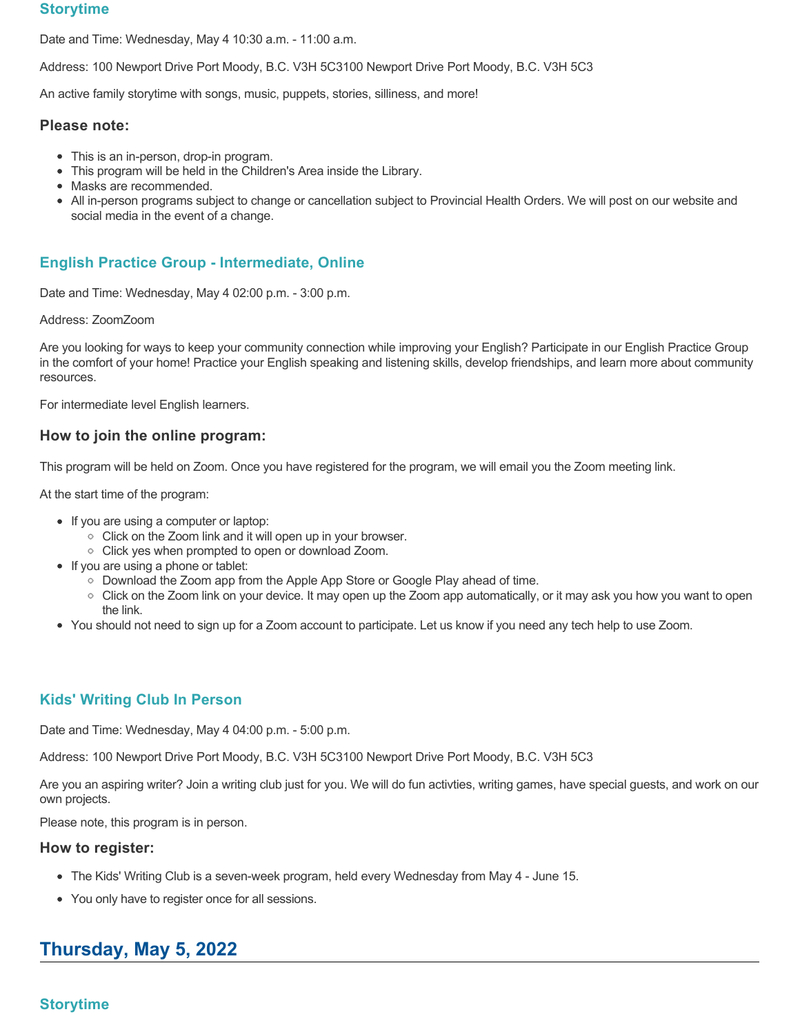### Storytime

Date and Time: Wednesday, May 4 10:30 a.m. - 11:00 a.m.

Address: 100 Newport Drive Port Moody, B.C. V3H 5C3100 Newport Drive Port Moody, B.C. V3H 5C3

An active family storytime with songs, music, puppets, stories, silliness, and more!

#### Please note:

- This is an in-person, drop-in program.
- This program will be held in the Children's Area inside the Library.
- Masks are recommended.
- All in-person programs subject to change or cancellation subject to Provincial Health Orders. We will post on our website and social media in the event of a change.

### English Practice Group - Intermediate, Online

Date and Time: Wednesday, May 4 02:00 p.m. - 3:00 p.m.

Address: ZoomZoom

Are you looking for ways to keep your community connection while improving your English? Participate in our English Practice Group in the comfort of your home! Practice your English speaking and listening skills, develop friendships, and learn more about community resources.

For intermediate level English learners.

#### How to join the online program:

This program will be held on Zoom. Once you have registered for the program, we will email you the Zoom meeting link.

At the start time of the program:

- If you are using a computer or laptop:
  - Click on the Zoom link and it will open up in your browser.
  - Click yes when prompted to open or download Zoom.
- If you are using a phone or tablet:
  - Download the Zoom app from the Apple App Store or Google Play ahead of time.
  - Click on the Zoom link on your device. It may open up the Zoom app automatically, or it may ask you how you want to open the link.
- You should not need to sign up for a Zoom account to participate. Let us know if you need any tech help to use Zoom.

### Kids' Writing Club In Person

Date and Time: Wednesday, May 4 04:00 p.m. - 5:00 p.m.

Address: 100 Newport Drive Port Moody, B.C. V3H 5C3100 Newport Drive Port Moody, B.C. V3H 5C3

Are you an aspiring writer? Join a writing club just for you. We will do fun activties, writing games, have special guests, and work on our own projects.

Please note, this program is in person.

#### How to register:

- The Kids' Writing Club is a seven-week program, held every Wednesday from May 4 - June 15.
- You only have to register once for all sessions.

## Thursday, May 5, 2022

### Storytime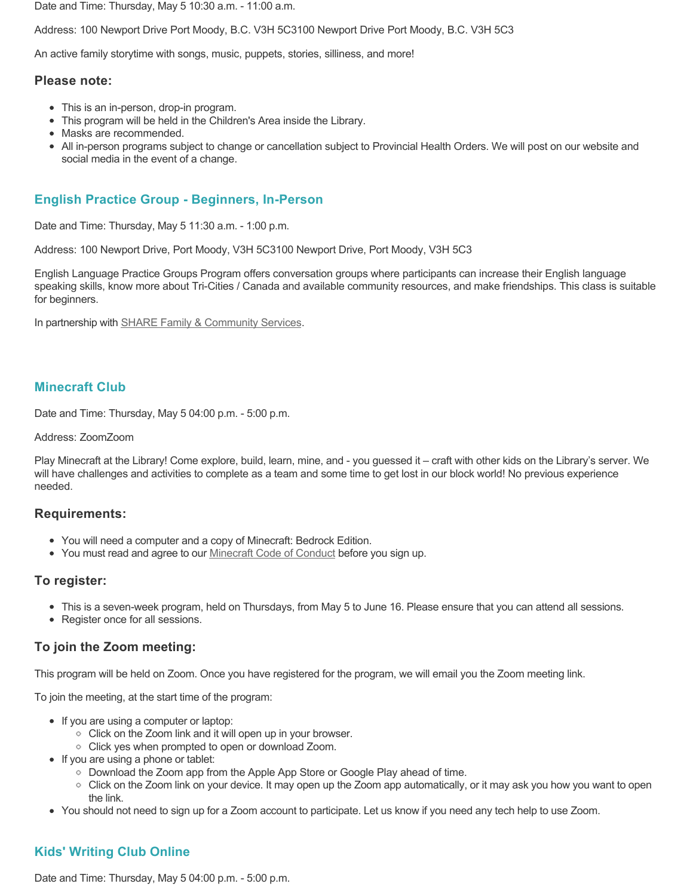Date and Time: Thursday, May 5 10:30 a.m. - 11:00 a.m.

Address: 100 Newport Drive Port Moody, B.C. V3H 5C3100 Newport Drive Port Moody, B.C. V3H 5C3

An active family storytime with songs, music, puppets, stories, silliness, and more!

### Please note:

- This is an in-person, drop-in program.
- This program will be held in the Children's Area inside the Library.
- Masks are recommended.
- All in-person programs subject to change or cancellation subject to Provincial Health Orders. We will post on our website and social media in the event of a change.

## English Practice Group - Beginners, In-Person

Date and Time: Thursday, May 5 11:30 a.m. - 1:00 p.m.

Address: 100 Newport Drive, Port Moody, V3H 5C3100 Newport Drive, Port Moody, V3H 5C3

English Language Practice Groups Program offers conversation groups where participants can increase their English language speaking skills, know more about Tri-Cities / Canada and available community resources, and make friendships. This class is suitable for beginners.

In partnership with SHARE Family & Community Services.

## Minecraft Club

Date and Time: Thursday, May 5 04:00 p.m. - 5:00 p.m.

Address: ZoomZoom

Play Minecraft at the Library! Come explore, build, learn, mine, and - you guessed it – craft with other kids on the Library's server. We will have challenges and activities to complete as a team and some time to get lost in our block world! No previous experience needed.

### Requirements:

- You will need a computer and a copy of Minecraft: Bedrock Edition.
- You must read and agree to our Minecraft Code of Conduct before you sign up.

### To register:

- This is a seven-week program, held on Thursdays, from May 5 to June 16. Please ensure that you can attend all sessions.
- Register once for all sessions.

### To join the Zoom meeting:

This program will be held on Zoom. Once you have registered for the program, we will email you the Zoom meeting link.

To join the meeting, at the start time of the program:

- If you are using a computer or laptop:
  - Click on the Zoom link and it will open up in your browser.
  - Click yes when prompted to open or download Zoom.
- If you are using a phone or tablet:
  - Download the Zoom app from the Apple App Store or Google Play ahead of time.
  - Click on the Zoom link on your device. It may open up the Zoom app automatically, or it may ask you how you want to open the link.
- You should not need to sign up for a Zoom account to participate. Let us know if you need any tech help to use Zoom.

## Kids' Writing Club Online

Date and Time: Thursday, May 5 04:00 p.m. - 5:00 p.m.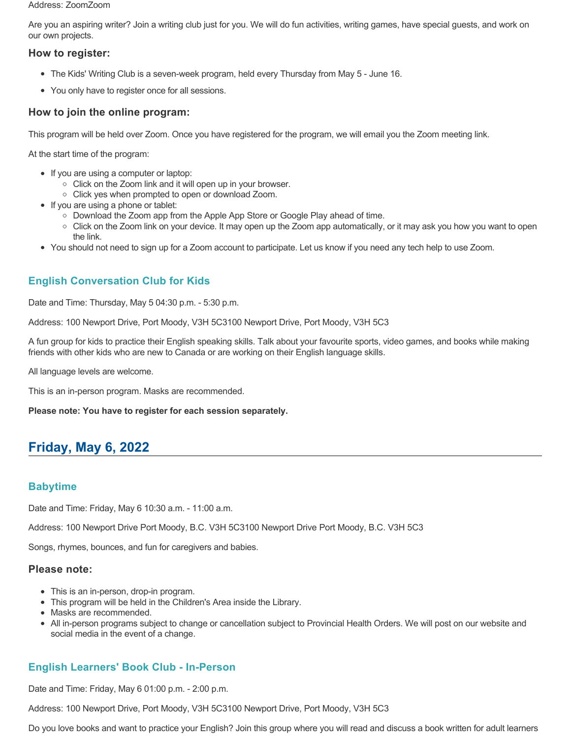Address: ZoomZoom

Are you an aspiring writer? Join a writing club just for you. We will do fun activities, writing games, have special guests, and work on our own projects.

### How to register:

- The Kids' Writing Club is a seven-week program, held every Thursday from May 5 - June 16.
- You only have to register once for all sessions.

### How to join the online program:

This program will be held over Zoom. Once you have registered for the program, we will email you the Zoom meeting link.

At the start time of the program:

- If you are using a computer or laptop:
  - Click on the Zoom link and it will open up in your browser.
  - Click yes when prompted to open or download Zoom.
- If you are using a phone or tablet:
  - Download the Zoom app from the Apple App Store or Google Play ahead of time.
  - Click on the Zoom link on your device. It may open up the Zoom app automatically, or it may ask you how you want to open the link.
- You should not need to sign up for a Zoom account to participate. Let us know if you need any tech help to use Zoom.

### English Conversation Club for Kids

Date and Time: Thursday, May 5 04:30 p.m. - 5:30 p.m.

Address: 100 Newport Drive, Port Moody, V3H 5C3100 Newport Drive, Port Moody, V3H 5C3

A fun group for kids to practice their English speaking skills. Talk about your favourite sports, video games, and books while making friends with other kids who are new to Canada or are working on their English language skills.

All language levels are welcome.

This is an in-person program. Masks are recommended.

**Please note: You have to register for each session separately.**

## Friday, May 6, 2022

### Babytime

Date and Time: Friday, May 6 10:30 a.m. - 11:00 a.m.

Address: 100 Newport Drive Port Moody, B.C. V3H 5C3100 Newport Drive Port Moody, B.C. V3H 5C3

Songs, rhymes, bounces, and fun for caregivers and babies.

### Please note:

- This is an in-person, drop-in program.
- This program will be held in the Children's Area inside the Library.
- Masks are recommended.
- All in-person programs subject to change or cancellation subject to Provincial Health Orders. We will post on our website and social media in the event of a change.

### English Learners' Book Club - In-Person

Date and Time: Friday, May 6 01:00 p.m. - 2:00 p.m.

Address: 100 Newport Drive, Port Moody, V3H 5C3100 Newport Drive, Port Moody, V3H 5C3

Do you love books and want to practice your English? Join this group where you will read and discuss a book written for adult learners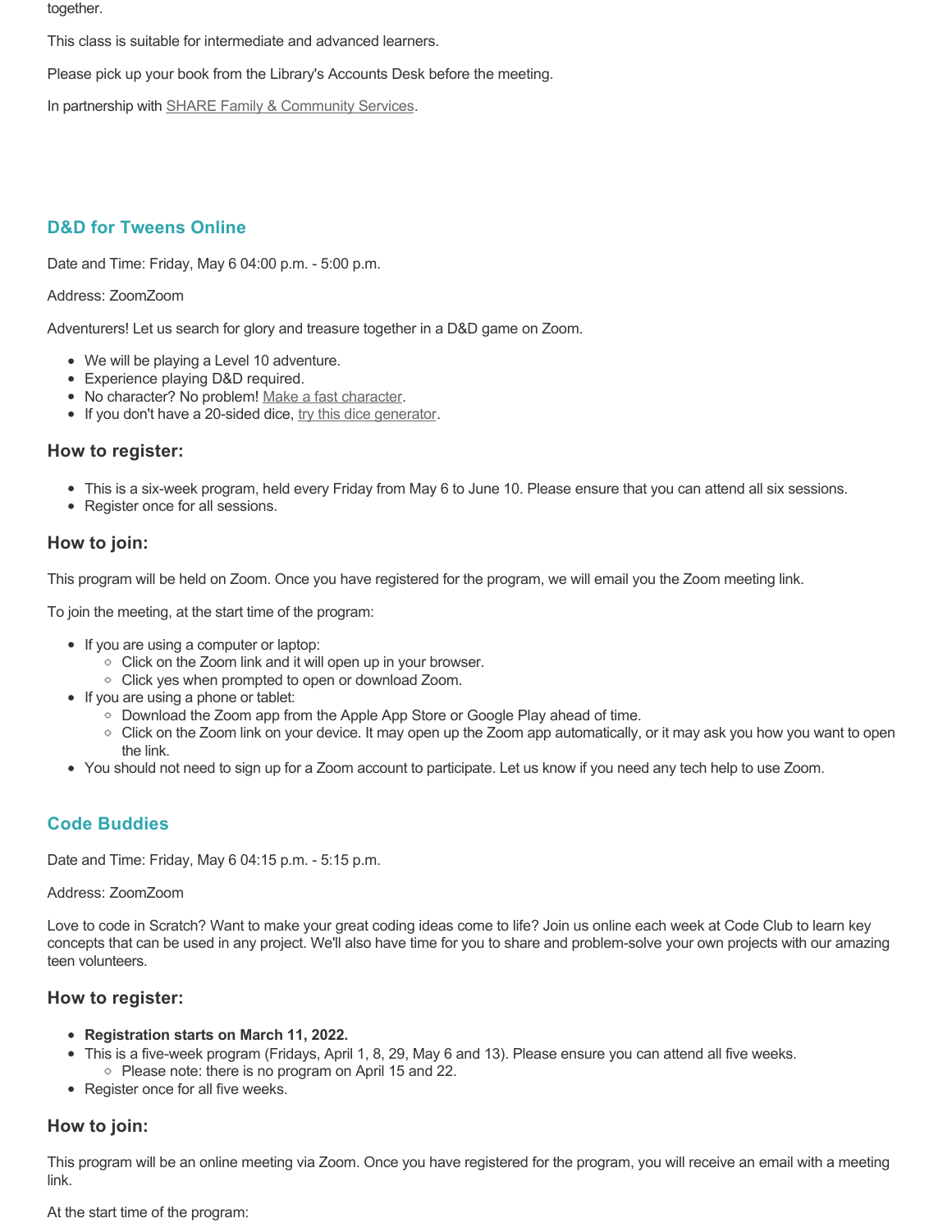together.

This class is suitable for intermediate and advanced learners.

Please pick up your book from the Library's Accounts Desk before the meeting.

In partnership with SHARE Family & Community Services.

## D&D for Tweens Online

Date and Time: Friday, May 6 04:00 p.m. - 5:00 p.m.

Address: ZoomZoom

Adventurers! Let us search for glory and treasure together in a D&D game on Zoom.

- We will be playing a Level 10 adventure.
- Experience playing D&D required.
- No character? No problem! Make a fast character.
- If you don't have a 20-sided dice, try this dice generator.

### How to register:

- This is a six-week program, held every Friday from May 6 to June 10. Please ensure that you can attend all six sessions.
- Register once for all sessions.

### How to join:

This program will be held on Zoom. Once you have registered for the program, we will email you the Zoom meeting link.

To join the meeting, at the start time of the program:

- If you are using a computer or laptop:
  - Click on the Zoom link and it will open up in your browser.
  - Click yes when prompted to open or download Zoom.
- If you are using a phone or tablet:
  - Download the Zoom app from the Apple App Store or Google Play ahead of time.
  - Click on the Zoom link on your device. It may open up the Zoom app automatically, or it may ask you how you want to open the link.
- You should not need to sign up for a Zoom account to participate. Let us know if you need any tech help to use Zoom.

## Code Buddies

Date and Time: Friday, May 6 04:15 p.m. - 5:15 p.m.

Address: ZoomZoom

Love to code in Scratch? Want to make your great coding ideas come to life? Join us online each week at Code Club to learn key concepts that can be used in any project. We'll also have time for you to share and problem-solve your own projects with our amazing teen volunteers.

### How to register:

- **Registration starts on March 11, 2022.**
- This is a five-week program (Fridays, April 1, 8, 29, May 6 and 13). Please ensure you can attend all five weeks.
  - Please note: there is no program on April 15 and 22.
- Register once for all five weeks.

### How to join:

This program will be an online meeting via Zoom. Once you have registered for the program, you will receive an email with a meeting link.

At the start time of the program: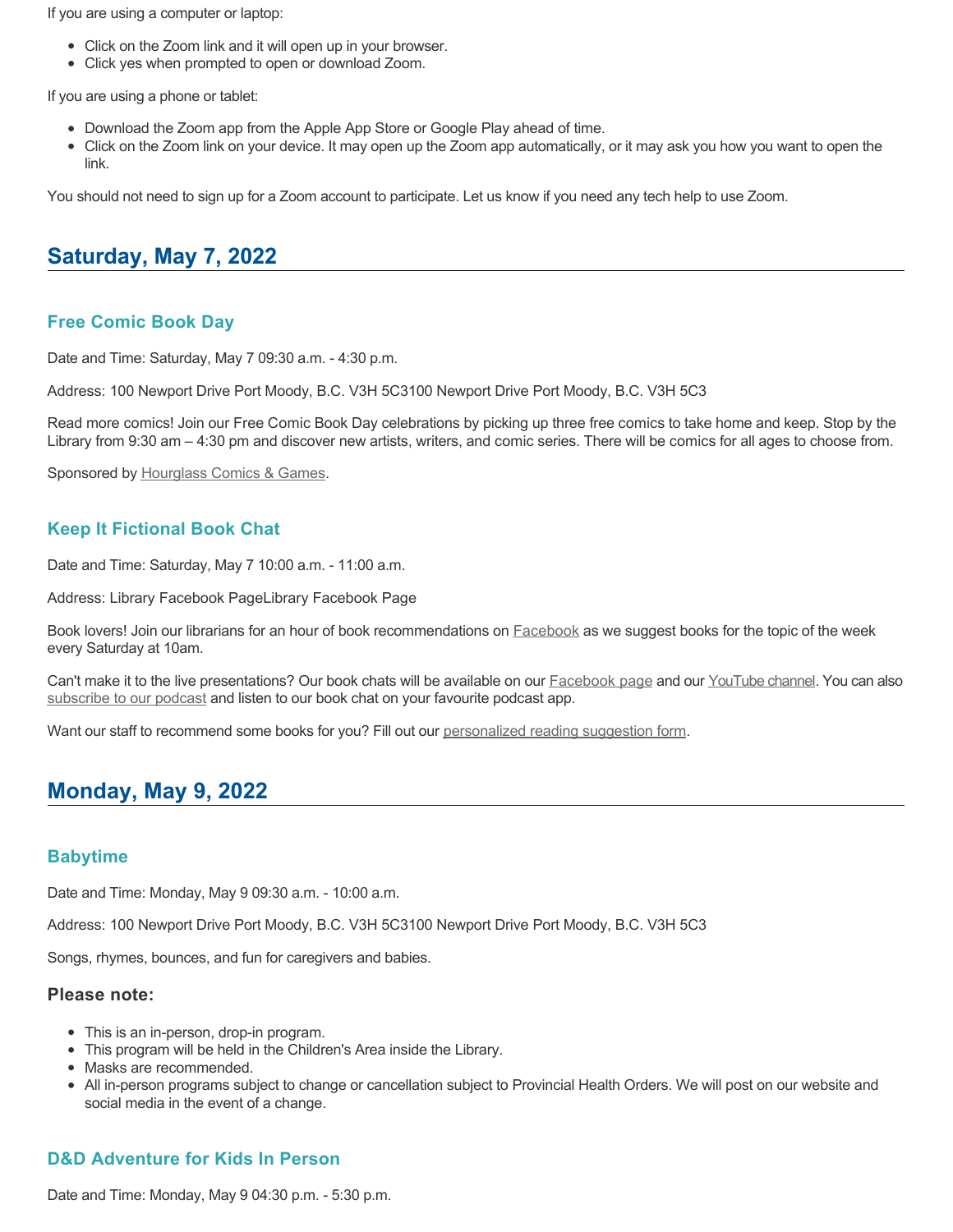If you are using a computer or laptop:

- Click on the Zoom link and it will open up in your browser.
- Click yes when prompted to open or download Zoom.

If you are using a phone or tablet:

- Download the Zoom app from the Apple App Store or Google Play ahead of time.
- Click on the Zoom link on your device. It may open up the Zoom app automatically, or it may ask you how you want to open the link.

You should not need to sign up for a Zoom account to participate. Let us know if you need any tech help to use Zoom.

## Saturday, May 7, 2022

### Free Comic Book Day

Date and Time: Saturday, May 7 09:30 a.m. - 4:30 p.m.

Address: 100 Newport Drive Port Moody, B.C. V3H 5C3100 Newport Drive Port Moody, B.C. V3H 5C3

Read more comics! Join our Free Comic Book Day celebrations by picking up three free comics to take home and keep. Stop by the Library from 9:30 am – 4:30 pm and discover new artists, writers, and comic series. There will be comics for all ages to choose from.

Sponsored by Hourglass Comics & Games.

### Keep It Fictional Book Chat

Date and Time: Saturday, May 7 10:00 a.m. - 11:00 a.m.

Address: Library Facebook PageLibrary Facebook Page

Book lovers! Join our librarians for an hour of book recommendations on Facebook as we suggest books for the topic of the week every Saturday at 10am.

Can't make it to the live presentations? Our book chats will be available on our Facebook page and our YouTube channel. You can also subscribe to our podcast and listen to our book chat on your favourite podcast app.

Want our staff to recommend some books for you? Fill out our personalized reading suggestion form.

## Monday, May 9, 2022

### Babytime

Date and Time: Monday, May 9 09:30 a.m. - 10:00 a.m.

Address: 100 Newport Drive Port Moody, B.C. V3H 5C3100 Newport Drive Port Moody, B.C. V3H 5C3

Songs, rhymes, bounces, and fun for caregivers and babies.

#### Please note:

- This is an in-person, drop-in program.
- This program will be held in the Children's Area inside the Library.
- Masks are recommended.
- All in-person programs subject to change or cancellation subject to Provincial Health Orders. We will post on our website and social media in the event of a change.

### D&D Adventure for Kids In Person

Date and Time: Monday, May 9 04:30 p.m. - 5:30 p.m.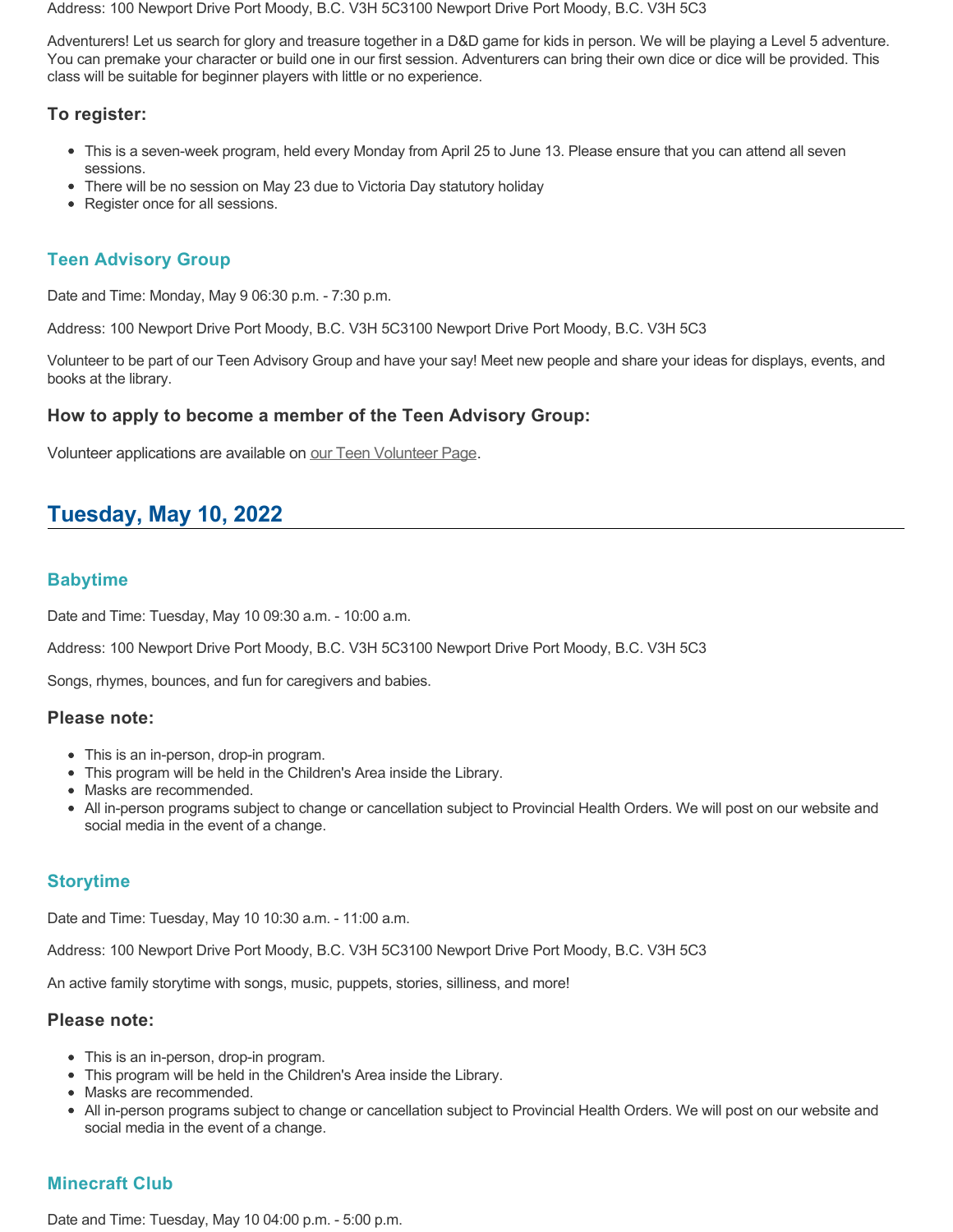Address: 100 Newport Drive Port Moody, B.C. V3H 5C3100 Newport Drive Port Moody, B.C. V3H 5C3

Adventurers! Let us search for glory and treasure together in a D&D game for kids in person. We will be playing a Level 5 adventure. You can premake your character or build one in our first session. Adventurers can bring their own dice or dice will be provided. This class will be suitable for beginner players with little or no experience.

### To register:

- This is a seven-week program, held every Monday from April 25 to June 13. Please ensure that you can attend all seven sessions.
- There will be no session on May 23 due to Victoria Day statutory holiday
- Register once for all sessions.

### Teen Advisory Group

Date and Time: Monday, May 9 06:30 p.m. - 7:30 p.m.

Address: 100 Newport Drive Port Moody, B.C. V3H 5C3100 Newport Drive Port Moody, B.C. V3H 5C3

Volunteer to be part of our Teen Advisory Group and have your say! Meet new people and share your ideas for displays, events, and books at the library.

### How to apply to become a member of the Teen Advisory Group:

Volunteer applications are available on our Teen Volunteer Page.

## Tuesday, May 10, 2022

### Babytime

Date and Time: Tuesday, May 10 09:30 a.m. - 10:00 a.m.

Address: 100 Newport Drive Port Moody, B.C. V3H 5C3100 Newport Drive Port Moody, B.C. V3H 5C3

Songs, rhymes, bounces, and fun for caregivers and babies.

### Please note:

- This is an in-person, drop-in program.
- This program will be held in the Children's Area inside the Library.
- Masks are recommended.
- All in-person programs subject to change or cancellation subject to Provincial Health Orders. We will post on our website and social media in the event of a change.

### Storytime

Date and Time: Tuesday, May 10 10:30 a.m. - 11:00 a.m.

Address: 100 Newport Drive Port Moody, B.C. V3H 5C3100 Newport Drive Port Moody, B.C. V3H 5C3

An active family storytime with songs, music, puppets, stories, silliness, and more!

### Please note:

- This is an in-person, drop-in program.
- This program will be held in the Children's Area inside the Library.
- Masks are recommended.
- All in-person programs subject to change or cancellation subject to Provincial Health Orders. We will post on our website and social media in the event of a change.

### Minecraft Club

Date and Time: Tuesday, May 10 04:00 p.m. - 5:00 p.m.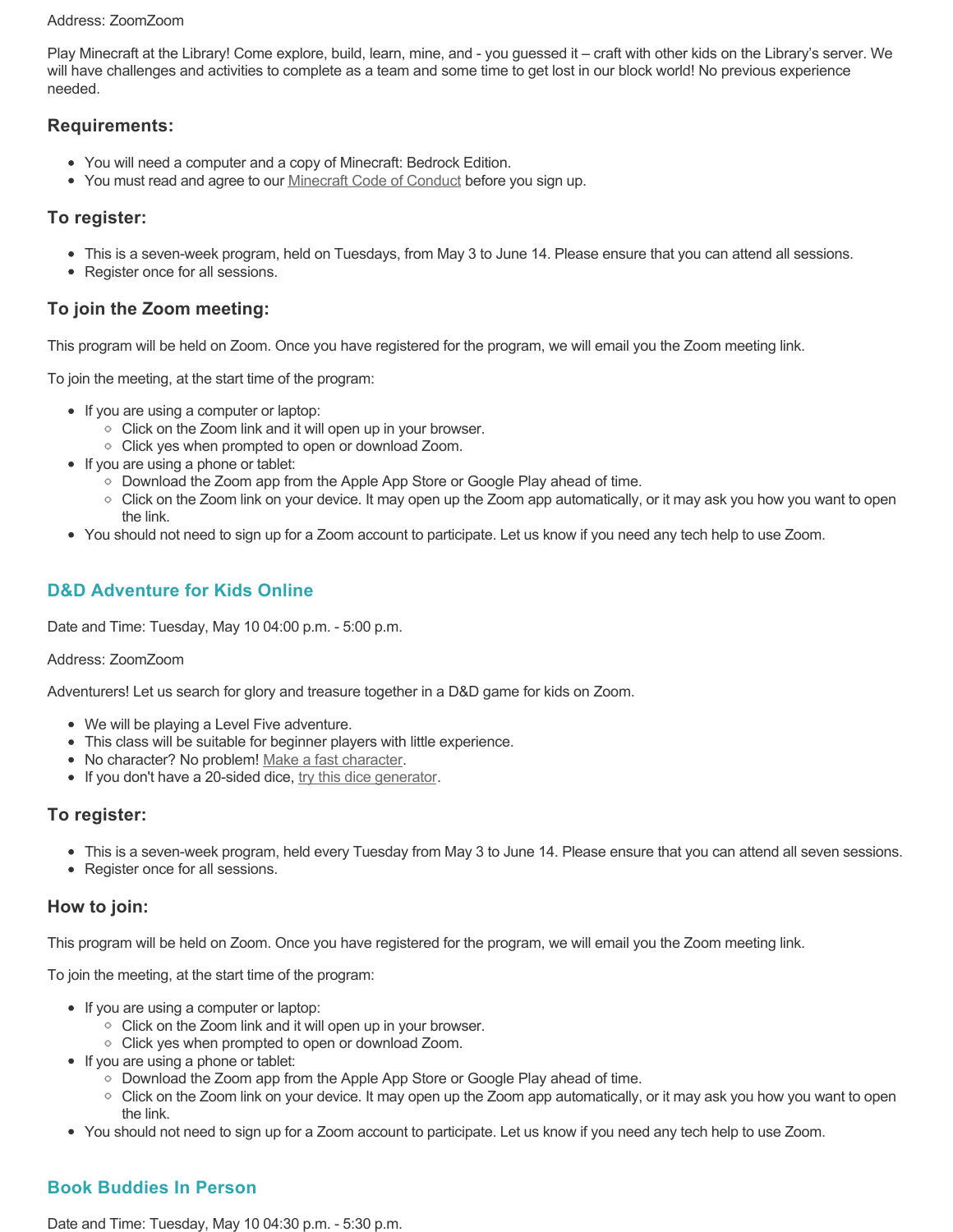Address: ZoomZoom

Play Minecraft at the Library! Come explore, build, learn, mine, and - you guessed it – craft with other kids on the Library's server. We will have challenges and activities to complete as a team and some time to get lost in our block world! No previous experience needed.

### Requirements:

- You will need a computer and a copy of Minecraft: Bedrock Edition.
- You must read and agree to our Minecraft Code of Conduct before you sign up.

### To register:

- This is a seven-week program, held on Tuesdays, from May 3 to June 14. Please ensure that you can attend all sessions.
- Register once for all sessions.

### To join the Zoom meeting:

This program will be held on Zoom. Once you have registered for the program, we will email you the Zoom meeting link.

To join the meeting, at the start time of the program:

- If you are using a computer or laptop:
  - Click on the Zoom link and it will open up in your browser.
  - Click yes when prompted to open or download Zoom.
- If you are using a phone or tablet:
  - Download the Zoom app from the Apple App Store or Google Play ahead of time.
  - Click on the Zoom link on your device. It may open up the Zoom app automatically, or it may ask you how you want to open the link.
- You should not need to sign up for a Zoom account to participate. Let us know if you need any tech help to use Zoom.

## D&D Adventure for Kids Online

Date and Time: Tuesday, May 10 04:00 p.m. - 5:00 p.m.

Address: ZoomZoom

Adventurers! Let us search for glory and treasure together in a D&D game for kids on Zoom.

- We will be playing a Level Five adventure.
- This class will be suitable for beginner players with little experience.
- No character? No problem! Make a fast character.
- If you don't have a 20-sided dice, try this dice generator.

### To register:

- This is a seven-week program, held every Tuesday from May 3 to June 14. Please ensure that you can attend all seven sessions.
- Register once for all sessions.

### How to join:

This program will be held on Zoom. Once you have registered for the program, we will email you the Zoom meeting link.

To join the meeting, at the start time of the program:

- If you are using a computer or laptop:
  - Click on the Zoom link and it will open up in your browser.
  - Click yes when prompted to open or download Zoom.
- If you are using a phone or tablet:
  - Download the Zoom app from the Apple App Store or Google Play ahead of time.
  - Click on the Zoom link on your device. It may open up the Zoom app automatically, or it may ask you how you want to open the link.
- You should not need to sign up for a Zoom account to participate. Let us know if you need any tech help to use Zoom.

## Book Buddies In Person

Date and Time: Tuesday, May 10 04:30 p.m. - 5:30 p.m.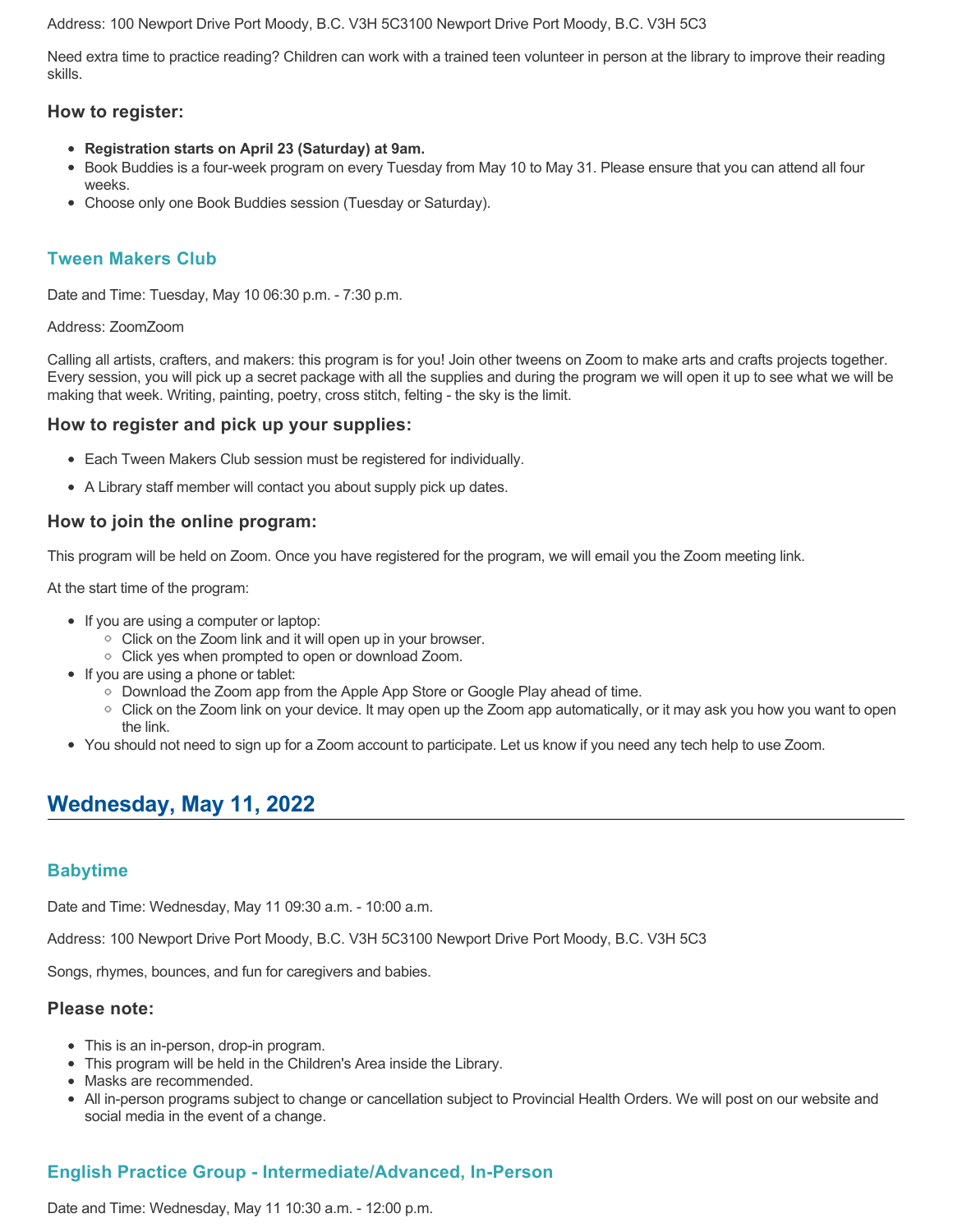Address: 100 Newport Drive Port Moody, B.C. V3H 5C3100 Newport Drive Port Moody, B.C. V3H 5C3

Need extra time to practice reading? Children can work with a trained teen volunteer in person at the library to improve their reading skills.

### How to register:

- **Registration starts on April 23 (Saturday) at 9am.**
- Book Buddies is a four-week program on every Tuesday from May 10 to May 31. Please ensure that you can attend all four weeks.
- Choose only one Book Buddies session (Tuesday or Saturday).

### Tween Makers Club

Date and Time: Tuesday, May 10 06:30 p.m. - 7:30 p.m.

Address: ZoomZoom

Calling all artists, crafters, and makers: this program is for you! Join other tweens on Zoom to make arts and crafts projects together. Every session, you will pick up a secret package with all the supplies and during the program we will open it up to see what we will be making that week. Writing, painting, poetry, cross stitch, felting - the sky is the limit.

### How to register and pick up your supplies:

- Each Tween Makers Club session must be registered for individually.
- A Library staff member will contact you about supply pick up dates.

### How to join the online program:

This program will be held on Zoom. Once you have registered for the program, we will email you the Zoom meeting link.

At the start time of the program:

- If you are using a computer or laptop:
  - Click on the Zoom link and it will open up in your browser.
  - Click yes when prompted to open or download Zoom.
- If you are using a phone or tablet:
  - Download the Zoom app from the Apple App Store or Google Play ahead of time.
  - Click on the Zoom link on your device. It may open up the Zoom app automatically, or it may ask you how you want to open the link.
- You should not need to sign up for a Zoom account to participate. Let us know if you need any tech help to use Zoom.

## Wednesday, May 11, 2022

### Babytime

Date and Time: Wednesday, May 11 09:30 a.m. - 10:00 a.m.

Address: 100 Newport Drive Port Moody, B.C. V3H 5C3100 Newport Drive Port Moody, B.C. V3H 5C3

Songs, rhymes, bounces, and fun for caregivers and babies.

### Please note:

- This is an in-person, drop-in program.
- This program will be held in the Children's Area inside the Library.
- Masks are recommended.
- All in-person programs subject to change or cancellation subject to Provincial Health Orders. We will post on our website and social media in the event of a change.

### English Practice Group - Intermediate/Advanced, In-Person

Date and Time: Wednesday, May 11 10:30 a.m. - 12:00 p.m.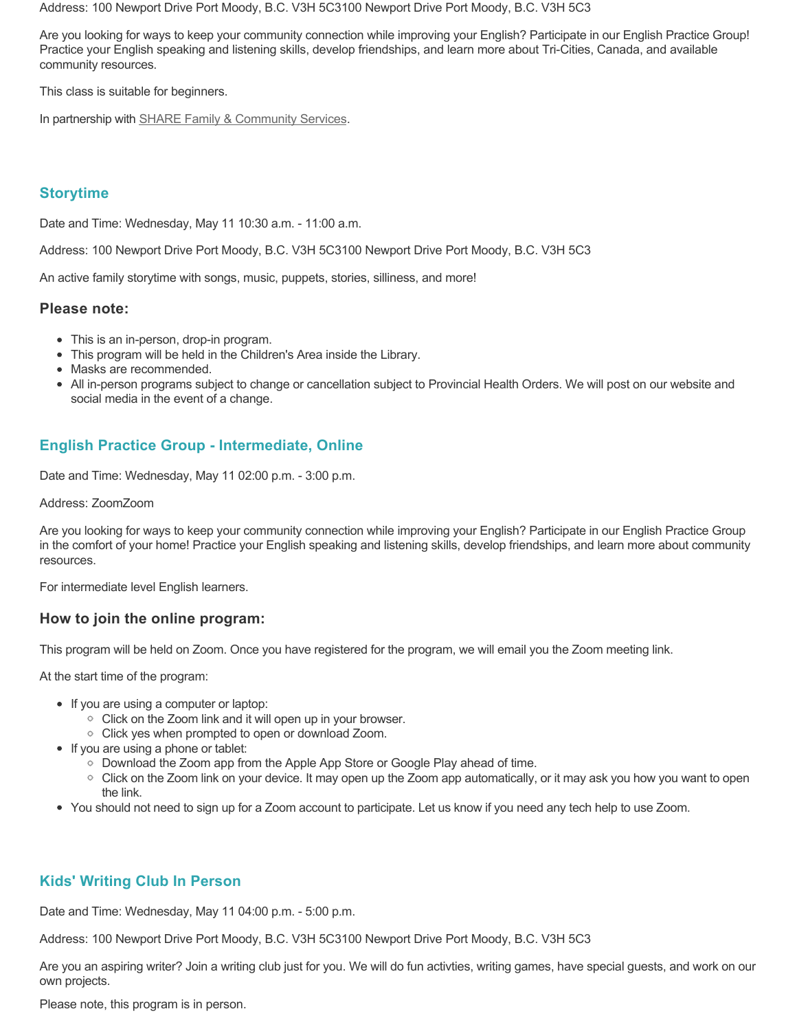Address: 100 Newport Drive Port Moody, B.C. V3H 5C3100 Newport Drive Port Moody, B.C. V3H 5C3

Are you looking for ways to keep your community connection while improving your English? Participate in our English Practice Group! Practice your English speaking and listening skills, develop friendships, and learn more about Tri-Cities, Canada, and available community resources.

This class is suitable for beginners.

In partnership with SHARE Family & Community Services.

## Storytime

Date and Time: Wednesday, May 11 10:30 a.m. - 11:00 a.m.

Address: 100 Newport Drive Port Moody, B.C. V3H 5C3100 Newport Drive Port Moody, B.C. V3H 5C3

An active family storytime with songs, music, puppets, stories, silliness, and more!

### Please note:

- This is an in-person, drop-in program.
- This program will be held in the Children's Area inside the Library.
- Masks are recommended.
- All in-person programs subject to change or cancellation subject to Provincial Health Orders. We will post on our website and social media in the event of a change.

## English Practice Group - Intermediate, Online

Date and Time: Wednesday, May 11 02:00 p.m. - 3:00 p.m.

Address: ZoomZoom

Are you looking for ways to keep your community connection while improving your English? Participate in our English Practice Group in the comfort of your home! Practice your English speaking and listening skills, develop friendships, and learn more about community resources.

For intermediate level English learners.

### How to join the online program:

This program will be held on Zoom. Once you have registered for the program, we will email you the Zoom meeting link.

At the start time of the program:

- If you are using a computer or laptop:
  - Click on the Zoom link and it will open up in your browser.
  - Click yes when prompted to open or download Zoom.
- If you are using a phone or tablet:
  - Download the Zoom app from the Apple App Store or Google Play ahead of time.
  - Click on the Zoom link on your device. It may open up the Zoom app automatically, or it may ask you how you want to open the link.
- You should not need to sign up for a Zoom account to participate. Let us know if you need any tech help to use Zoom.

## Kids' Writing Club In Person

Date and Time: Wednesday, May 11 04:00 p.m. - 5:00 p.m.

Address: 100 Newport Drive Port Moody, B.C. V3H 5C3100 Newport Drive Port Moody, B.C. V3H 5C3

Are you an aspiring writer? Join a writing club just for you. We will do fun activties, writing games, have special guests, and work on our own projects.

Please note, this program is in person.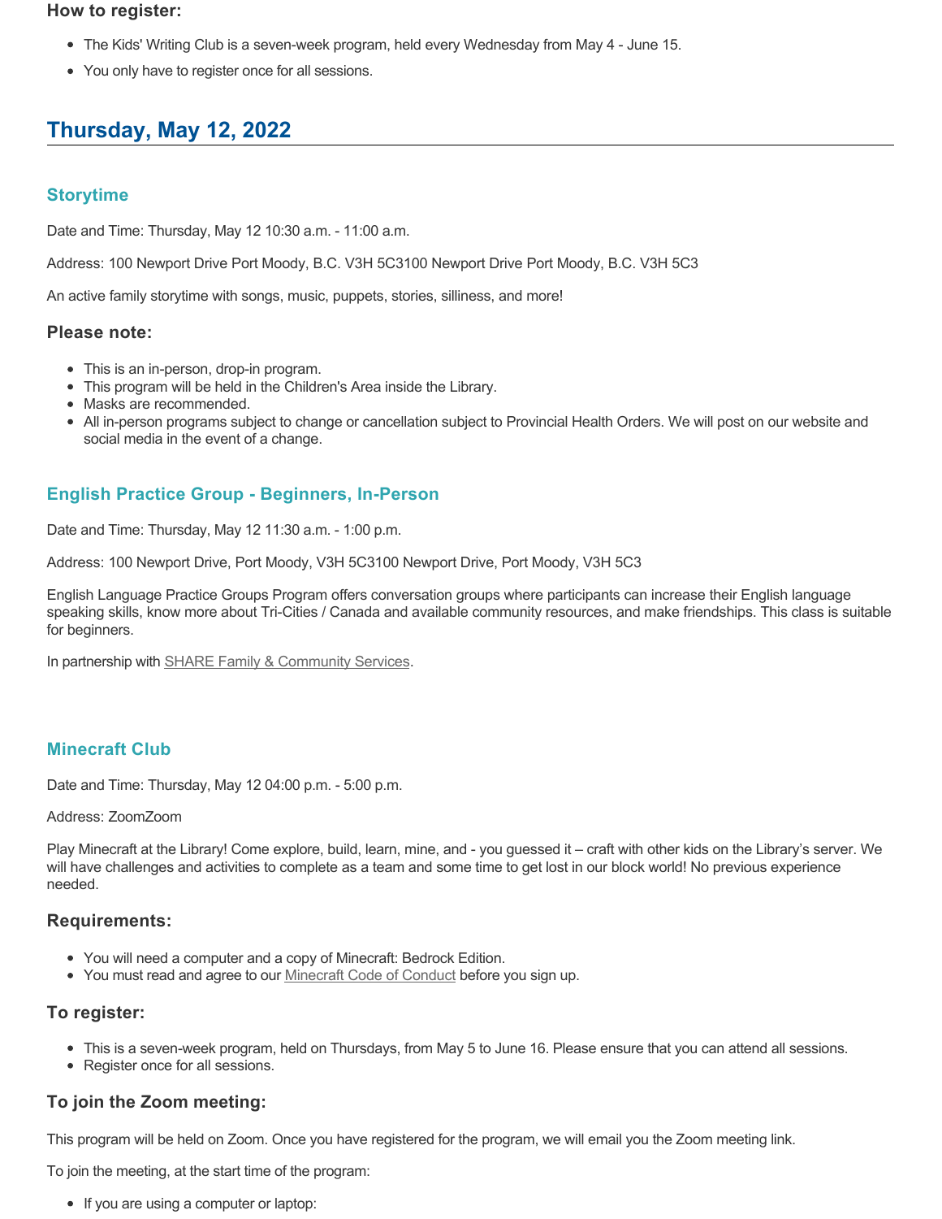### How to register:

- The Kids' Writing Club is a seven-week program, held every Wednesday from May 4 - June 15.
- You only have to register once for all sessions.

## Thursday, May 12, 2022

### Storytime

Date and Time: Thursday, May 12 10:30 a.m. - 11:00 a.m.

Address: 100 Newport Drive Port Moody, B.C. V3H 5C3100 Newport Drive Port Moody, B.C. V3H 5C3

An active family storytime with songs, music, puppets, stories, silliness, and more!

### Please note:

- This is an in-person, drop-in program.
- This program will be held in the Children's Area inside the Library.
- Masks are recommended.
- All in-person programs subject to change or cancellation subject to Provincial Health Orders. We will post on our website and social media in the event of a change.

### English Practice Group - Beginners, In-Person

Date and Time: Thursday, May 12 11:30 a.m. - 1:00 p.m.

Address: 100 Newport Drive, Port Moody, V3H 5C3100 Newport Drive, Port Moody, V3H 5C3

English Language Practice Groups Program offers conversation groups where participants can increase their English language speaking skills, know more about Tri-Cities / Canada and available community resources, and make friendships. This class is suitable for beginners.

In partnership with SHARE Family & Community Services.

### Minecraft Club

Date and Time: Thursday, May 12 04:00 p.m. - 5:00 p.m.

Address: ZoomZoom

Play Minecraft at the Library! Come explore, build, learn, mine, and - you guessed it – craft with other kids on the Library's server. We will have challenges and activities to complete as a team and some time to get lost in our block world! No previous experience needed.

### Requirements:

- You will need a computer and a copy of Minecraft: Bedrock Edition.
- You must read and agree to our Minecraft Code of Conduct before you sign up.

### To register:

- This is a seven-week program, held on Thursdays, from May 5 to June 16. Please ensure that you can attend all sessions.
- Register once for all sessions.

### To join the Zoom meeting:

This program will be held on Zoom. Once you have registered for the program, we will email you the Zoom meeting link.

To join the meeting, at the start time of the program:

- If you are using a computer or laptop: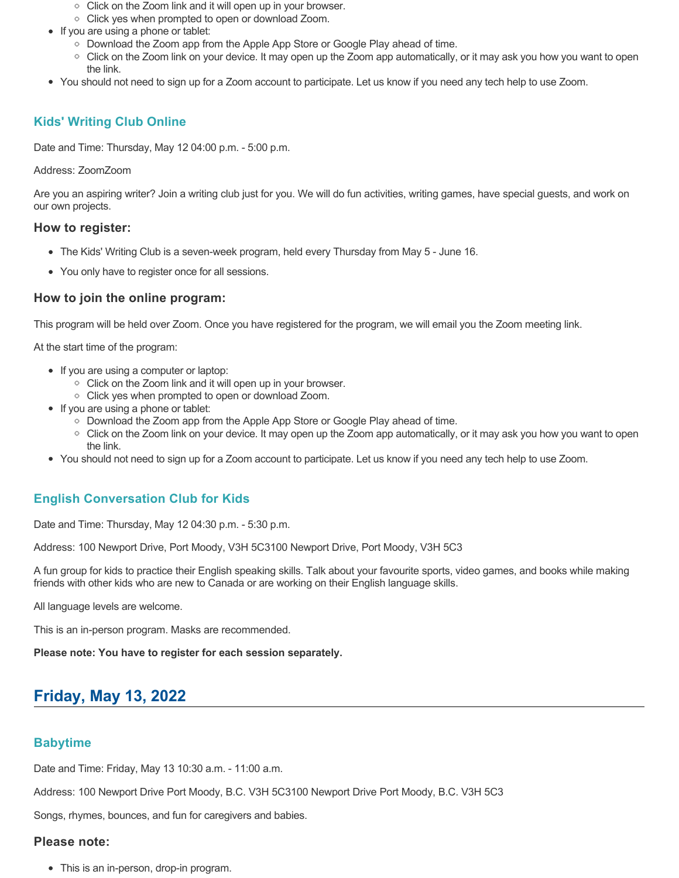- Click on the Zoom link and it will open up in your browser.
    - Click yes when prompted to open or download Zoom.
- If you are using a phone or tablet:
    - Download the Zoom app from the Apple App Store or Google Play ahead of time.
    - Click on the Zoom link on your device. It may open up the Zoom app automatically, or it may ask you how you want to open the link.
- You should not need to sign up for a Zoom account to participate. Let us know if you need any tech help to use Zoom.

### Kids' Writing Club Online

Date and Time: Thursday, May 12 04:00 p.m. - 5:00 p.m.

Address: ZoomZoom

Are you an aspiring writer? Join a writing club just for you. We will do fun activities, writing games, have special guests, and work on our own projects.

#### How to register:

- The Kids' Writing Club is a seven-week program, held every Thursday from May 5 - June 16.
- You only have to register once for all sessions.

#### How to join the online program:

This program will be held over Zoom. Once you have registered for the program, we will email you the Zoom meeting link.

At the start time of the program:

- If you are using a computer or laptop:
    - Click on the Zoom link and it will open up in your browser.
    - Click yes when prompted to open or download Zoom.
- If you are using a phone or tablet:
    - Download the Zoom app from the Apple App Store or Google Play ahead of time.
    - Click on the Zoom link on your device. It may open up the Zoom app automatically, or it may ask you how you want to open the link.
- You should not need to sign up for a Zoom account to participate. Let us know if you need any tech help to use Zoom.

### English Conversation Club for Kids

Date and Time: Thursday, May 12 04:30 p.m. - 5:30 p.m.

Address: 100 Newport Drive, Port Moody, V3H 5C3100 Newport Drive, Port Moody, V3H 5C3

A fun group for kids to practice their English speaking skills. Talk about your favourite sports, video games, and books while making friends with other kids who are new to Canada or are working on their English language skills.

All language levels are welcome.

This is an in-person program. Masks are recommended.

**Please note: You have to register for each session separately.**

## Friday, May 13, 2022

### Babytime

Date and Time: Friday, May 13 10:30 a.m. - 11:00 a.m.

Address: 100 Newport Drive Port Moody, B.C. V3H 5C3100 Newport Drive Port Moody, B.C. V3H 5C3

Songs, rhymes, bounces, and fun for caregivers and babies.

#### Please note:

- This is an in-person, drop-in program.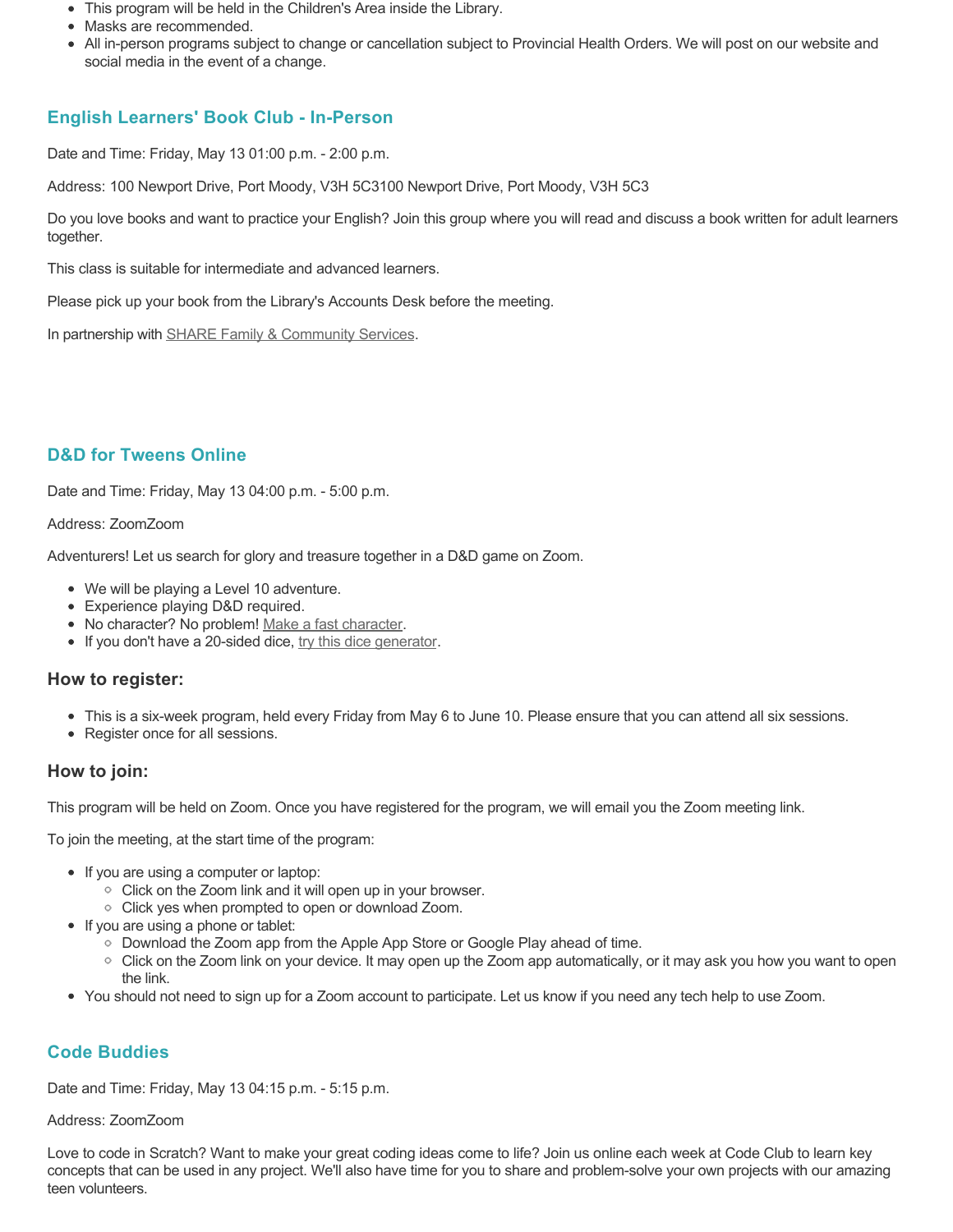- This program will be held in the Children's Area inside the Library.
- Masks are recommended.
- All in-person programs subject to change or cancellation subject to Provincial Health Orders. We will post on our website and social media in the event of a change.

## English Learners' Book Club - In-Person

Date and Time: Friday, May 13 01:00 p.m. - 2:00 p.m.

Address: 100 Newport Drive, Port Moody, V3H 5C3100 Newport Drive, Port Moody, V3H 5C3

Do you love books and want to practice your English? Join this group where you will read and discuss a book written for adult learners together.

This class is suitable for intermediate and advanced learners.

Please pick up your book from the Library's Accounts Desk before the meeting.

In partnership with SHARE Family & Community Services.

## D&D for Tweens Online

Date and Time: Friday, May 13 04:00 p.m. - 5:00 p.m.

Address: ZoomZoom

Adventurers! Let us search for glory and treasure together in a D&D game on Zoom.

- We will be playing a Level 10 adventure.
- Experience playing D&D required.
- No character? No problem! Make a fast character.
- If you don't have a 20-sided dice, try this dice generator.

### How to register:

- This is a six-week program, held every Friday from May 6 to June 10. Please ensure that you can attend all six sessions.
- Register once for all sessions.

### How to join:

This program will be held on Zoom. Once you have registered for the program, we will email you the Zoom meeting link.

To join the meeting, at the start time of the program:

- If you are using a computer or laptop:
  - Click on the Zoom link and it will open up in your browser.
  - Click yes when prompted to open or download Zoom.
- If you are using a phone or tablet:
  - Download the Zoom app from the Apple App Store or Google Play ahead of time.
  - Click on the Zoom link on your device. It may open up the Zoom app automatically, or it may ask you how you want to open the link.
- You should not need to sign up for a Zoom account to participate. Let us know if you need any tech help to use Zoom.

## Code Buddies

Date and Time: Friday, May 13 04:15 p.m. - 5:15 p.m.

Address: ZoomZoom

Love to code in Scratch? Want to make your great coding ideas come to life? Join us online each week at Code Club to learn key concepts that can be used in any project. We'll also have time for you to share and problem-solve your own projects with our amazing teen volunteers.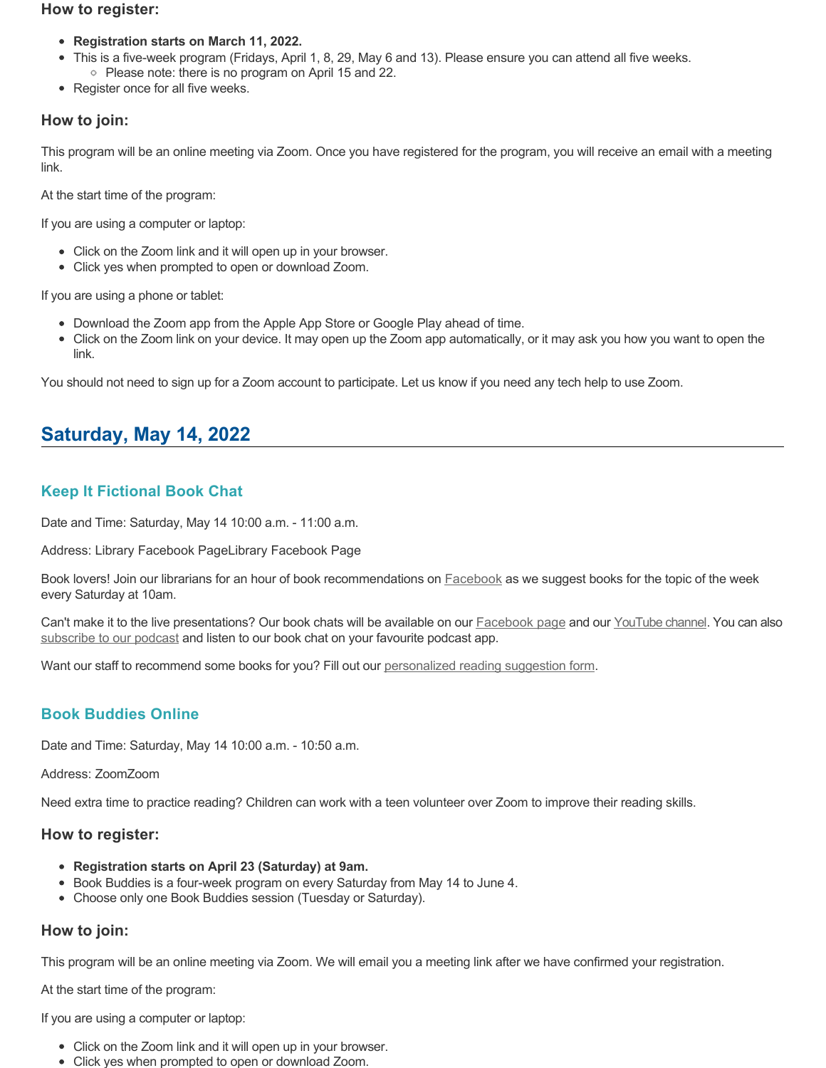### How to register:

- **Registration starts on March 11, 2022.**
- This is a five-week program (Fridays, April 1, 8, 29, May 6 and 13). Please ensure you can attend all five weeks.
    - Please note: there is no program on April 15 and 22.
- Register once for all five weeks.

### How to join:

This program will be an online meeting via Zoom. Once you have registered for the program, you will receive an email with a meeting link.

At the start time of the program:

If you are using a computer or laptop:

- Click on the Zoom link and it will open up in your browser.
- Click yes when prompted to open or download Zoom.

If you are using a phone or tablet:

- Download the Zoom app from the Apple App Store or Google Play ahead of time.
- Click on the Zoom link on your device. It may open up the Zoom app automatically, or it may ask you how you want to open the link.

You should not need to sign up for a Zoom account to participate. Let us know if you need any tech help to use Zoom.

## Saturday, May 14, 2022

### Keep It Fictional Book Chat

Date and Time: Saturday, May 14 10:00 a.m. - 11:00 a.m.

Address: Library Facebook PageLibrary Facebook Page

Book lovers! Join our librarians for an hour of book recommendations on Facebook as we suggest books for the topic of the week every Saturday at 10am.

Can't make it to the live presentations? Our book chats will be available on our Facebook page and our YouTube channel. You can also subscribe to our podcast and listen to our book chat on your favourite podcast app.

Want our staff to recommend some books for you? Fill out our personalized reading suggestion form.

### Book Buddies Online

Date and Time: Saturday, May 14 10:00 a.m. - 10:50 a.m.

Address: ZoomZoom

Need extra time to practice reading? Children can work with a teen volunteer over Zoom to improve their reading skills.

### How to register:

- **Registration starts on April 23 (Saturday) at 9am.**
- Book Buddies is a four-week program on every Saturday from May 14 to June 4.
- Choose only one Book Buddies session (Tuesday or Saturday).

### How to join:

This program will be an online meeting via Zoom. We will email you a meeting link after we have confirmed your registration.

At the start time of the program:

If you are using a computer or laptop:

- Click on the Zoom link and it will open up in your browser.
- Click yes when prompted to open or download Zoom.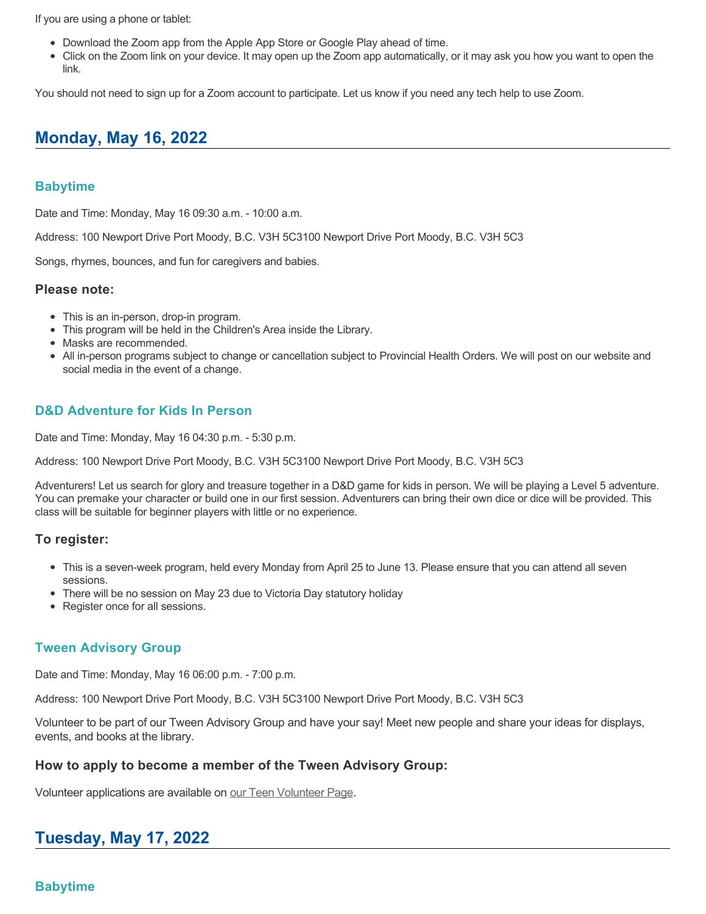If you are using a phone or tablet:

- Download the Zoom app from the Apple App Store or Google Play ahead of time.
- Click on the Zoom link on your device. It may open up the Zoom app automatically, or it may ask you how you want to open the link.

You should not need to sign up for a Zoom account to participate. Let us know if you need any tech help to use Zoom.

## Monday, May 16, 2022

### Babytime

Date and Time: Monday, May 16 09:30 a.m. - 10:00 a.m.

Address: 100 Newport Drive Port Moody, B.C. V3H 5C3100 Newport Drive Port Moody, B.C. V3H 5C3

Songs, rhymes, bounces, and fun for caregivers and babies.

#### Please note:

- This is an in-person, drop-in program.
- This program will be held in the Children's Area inside the Library.
- Masks are recommended.
- All in-person programs subject to change or cancellation subject to Provincial Health Orders. We will post on our website and social media in the event of a change.

### D&D Adventure for Kids In Person

Date and Time: Monday, May 16 04:30 p.m. - 5:30 p.m.

Address: 100 Newport Drive Port Moody, B.C. V3H 5C3100 Newport Drive Port Moody, B.C. V3H 5C3

Adventurers! Let us search for glory and treasure together in a D&D game for kids in person. We will be playing a Level 5 adventure. You can premake your character or build one in our first session. Adventurers can bring their own dice or dice will be provided. This class will be suitable for beginner players with little or no experience.

#### To register:

- This is a seven-week program, held every Monday from April 25 to June 13. Please ensure that you can attend all seven sessions.
- There will be no session on May 23 due to Victoria Day statutory holiday
- Register once for all sessions.

### Tween Advisory Group

Date and Time: Monday, May 16 06:00 p.m. - 7:00 p.m.

Address: 100 Newport Drive Port Moody, B.C. V3H 5C3100 Newport Drive Port Moody, B.C. V3H 5C3

Volunteer to be part of our Tween Advisory Group and have your say! Meet new people and share your ideas for displays, events, and books at the library.

#### How to apply to become a member of the Tween Advisory Group:

Volunteer applications are available on our Teen Volunteer Page.

## Tuesday, May 17, 2022

### Babytime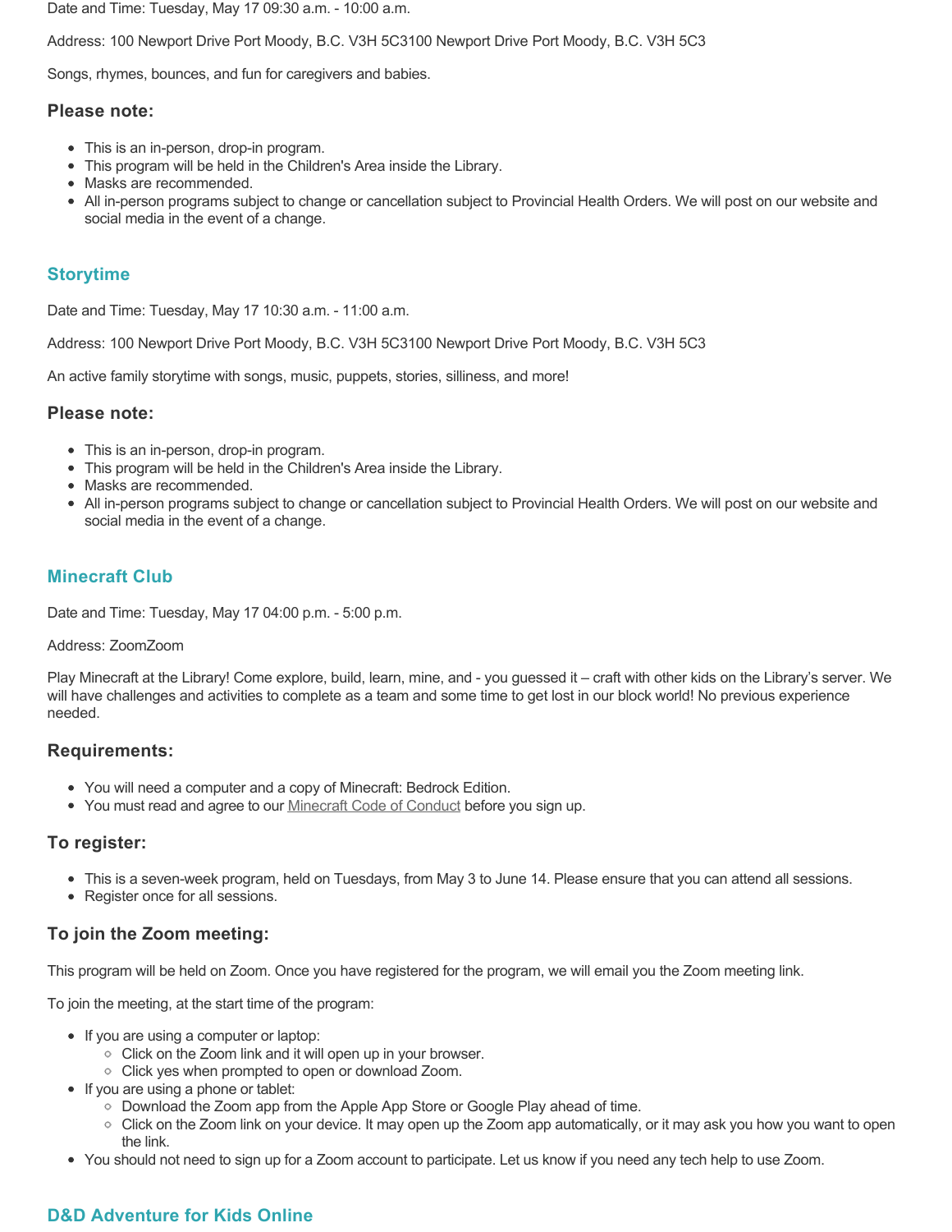Date and Time: Tuesday, May 17 09:30 a.m. - 10:00 a.m.

Address: 100 Newport Drive Port Moody, B.C. V3H 5C3100 Newport Drive Port Moody, B.C. V3H 5C3

Songs, rhymes, bounces, and fun for caregivers and babies.

### Please note:

- This is an in-person, drop-in program.
- This program will be held in the Children's Area inside the Library.
- Masks are recommended.
- All in-person programs subject to change or cancellation subject to Provincial Health Orders. We will post on our website and social media in the event of a change.

## Storytime

Date and Time: Tuesday, May 17 10:30 a.m. - 11:00 a.m.

Address: 100 Newport Drive Port Moody, B.C. V3H 5C3100 Newport Drive Port Moody, B.C. V3H 5C3

An active family storytime with songs, music, puppets, stories, silliness, and more!

### Please note:

- This is an in-person, drop-in program.
- This program will be held in the Children's Area inside the Library.
- Masks are recommended.
- All in-person programs subject to change or cancellation subject to Provincial Health Orders. We will post on our website and social media in the event of a change.

## Minecraft Club

Date and Time: Tuesday, May 17 04:00 p.m. - 5:00 p.m.

Address: ZoomZoom

Play Minecraft at the Library! Come explore, build, learn, mine, and - you guessed it – craft with other kids on the Library's server. We will have challenges and activities to complete as a team and some time to get lost in our block world! No previous experience needed.

### Requirements:

- You will need a computer and a copy of Minecraft: Bedrock Edition.
- You must read and agree to our Minecraft Code of Conduct before you sign up.

### To register:

- This is a seven-week program, held on Tuesdays, from May 3 to June 14. Please ensure that you can attend all sessions.
- Register once for all sessions.

### To join the Zoom meeting:

This program will be held on Zoom. Once you have registered for the program, we will email you the Zoom meeting link.

To join the meeting, at the start time of the program:

- If you are using a computer or laptop:
  - Click on the Zoom link and it will open up in your browser.
  - Click yes when prompted to open or download Zoom.
- If you are using a phone or tablet:
  - Download the Zoom app from the Apple App Store or Google Play ahead of time.
  - Click on the Zoom link on your device. It may open up the Zoom app automatically, or it may ask you how you want to open the link.
- You should not need to sign up for a Zoom account to participate. Let us know if you need any tech help to use Zoom.

## D&D Adventure for Kids Online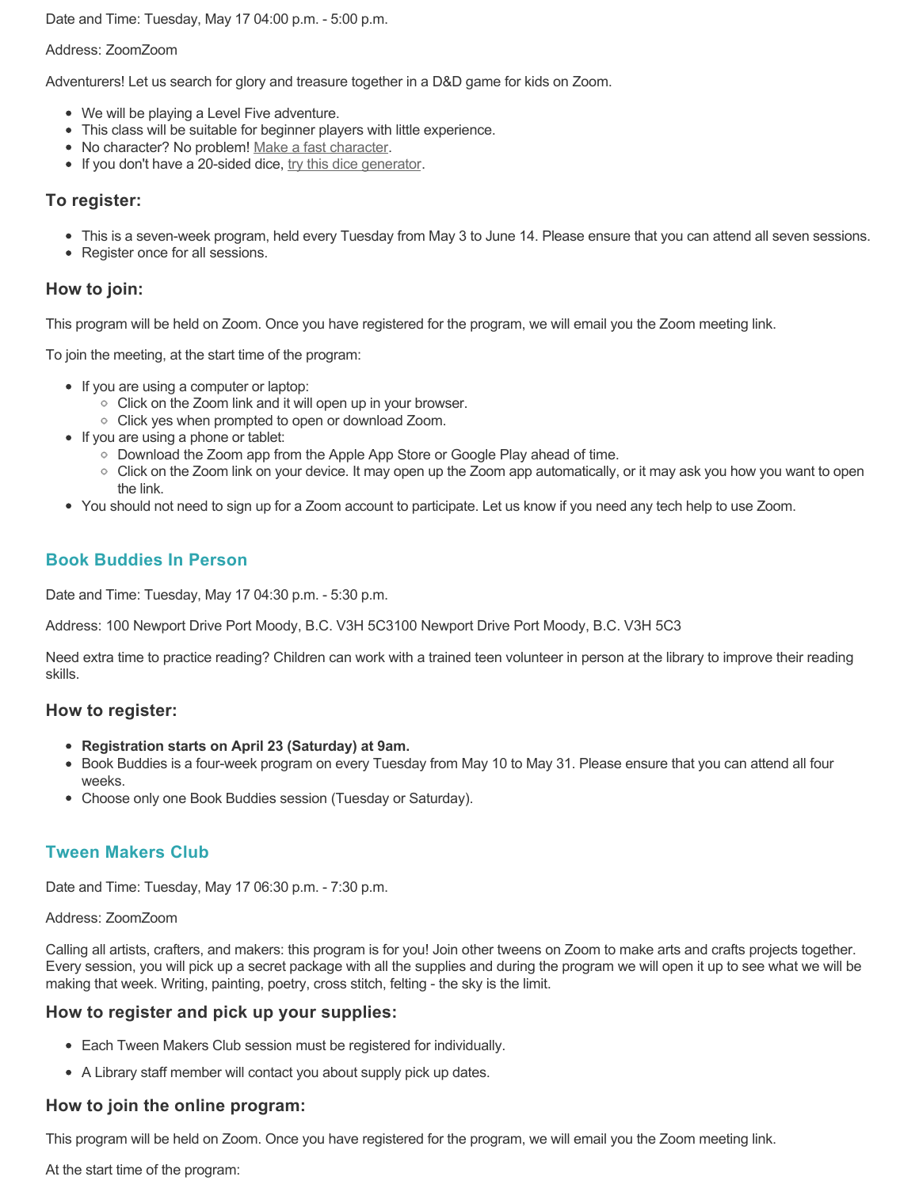Date and Time: Tuesday, May 17 04:00 p.m. - 5:00 p.m.

Address: ZoomZoom

Adventurers! Let us search for glory and treasure together in a D&D game for kids on Zoom.

- We will be playing a Level Five adventure.
- This class will be suitable for beginner players with little experience.
- No character? No problem! Make a fast character.
- If you don't have a 20-sided dice, try this dice generator.

### To register:

- This is a seven-week program, held every Tuesday from May 3 to June 14. Please ensure that you can attend all seven sessions.
- Register once for all sessions.

### How to join:

This program will be held on Zoom. Once you have registered for the program, we will email you the Zoom meeting link.

To join the meeting, at the start time of the program:

- If you are using a computer or laptop:
  - Click on the Zoom link and it will open up in your browser.
  - Click yes when prompted to open or download Zoom.
- If you are using a phone or tablet:
  - Download the Zoom app from the Apple App Store or Google Play ahead of time.
  - Click on the Zoom link on your device. It may open up the Zoom app automatically, or it may ask you how you want to open the link.
- You should not need to sign up for a Zoom account to participate. Let us know if you need any tech help to use Zoom.

## Book Buddies In Person

Date and Time: Tuesday, May 17 04:30 p.m. - 5:30 p.m.

Address: 100 Newport Drive Port Moody, B.C. V3H 5C3100 Newport Drive Port Moody, B.C. V3H 5C3

Need extra time to practice reading? Children can work with a trained teen volunteer in person at the library to improve their reading skills.

### How to register:

- **Registration starts on April 23 (Saturday) at 9am.**
- Book Buddies is a four-week program on every Tuesday from May 10 to May 31. Please ensure that you can attend all four weeks.
- Choose only one Book Buddies session (Tuesday or Saturday).

## Tween Makers Club

Date and Time: Tuesday, May 17 06:30 p.m. - 7:30 p.m.

Address: ZoomZoom

Calling all artists, crafters, and makers: this program is for you! Join other tweens on Zoom to make arts and crafts projects together. Every session, you will pick up a secret package with all the supplies and during the program we will open it up to see what we will be making that week. Writing, painting, poetry, cross stitch, felting - the sky is the limit.

### How to register and pick up your supplies:

- Each Tween Makers Club session must be registered for individually.
- A Library staff member will contact you about supply pick up dates.

### How to join the online program:

This program will be held on Zoom. Once you have registered for the program, we will email you the Zoom meeting link.

At the start time of the program: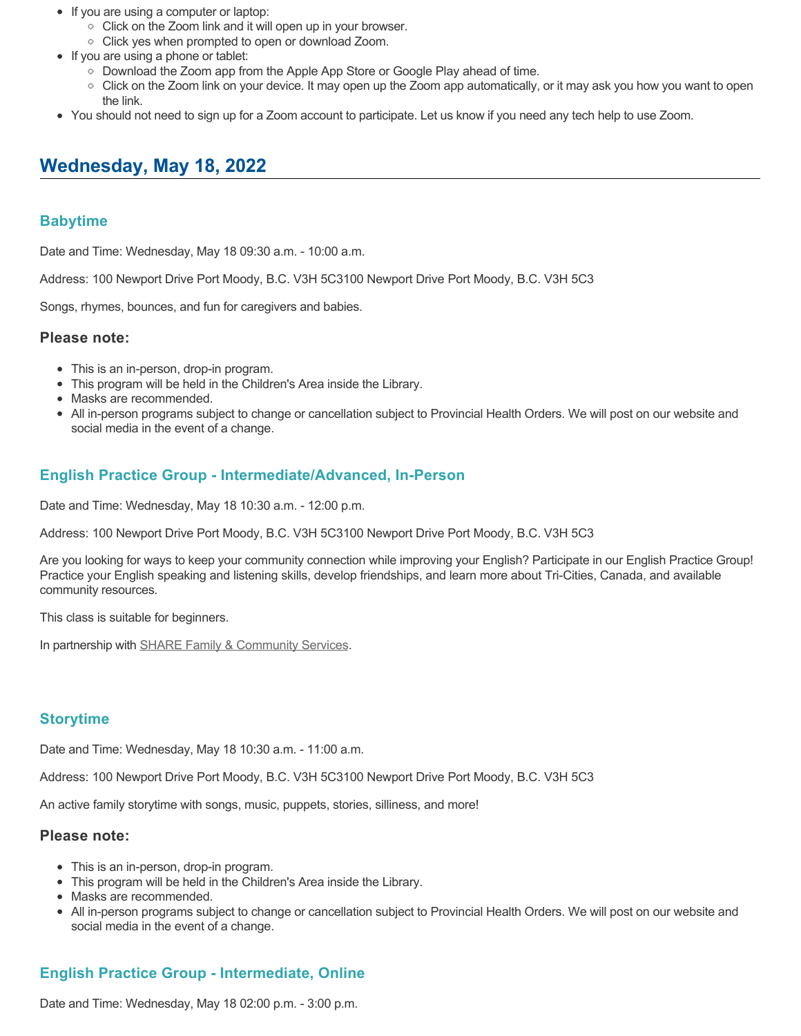- If you are using a computer or laptop:
  - Click on the Zoom link and it will open up in your browser.
  - Click yes when prompted to open or download Zoom.
- If you are using a phone or tablet:
  - Download the Zoom app from the Apple App Store or Google Play ahead of time.
  - Click on the Zoom link on your device. It may open up the Zoom app automatically, or it may ask you how you want to open the link.
- You should not need to sign up for a Zoom account to participate. Let us know if you need any tech help to use Zoom.

## Wednesday, May 18, 2022

### Babytime

Date and Time: Wednesday, May 18 09:30 a.m. - 10:00 a.m.

Address: 100 Newport Drive Port Moody, B.C. V3H 5C3100 Newport Drive Port Moody, B.C. V3H 5C3

Songs, rhymes, bounces, and fun for caregivers and babies.

#### Please note:

- This is an in-person, drop-in program.
- This program will be held in the Children's Area inside the Library.
- Masks are recommended.
- All in-person programs subject to change or cancellation subject to Provincial Health Orders. We will post on our website and social media in the event of a change.

### English Practice Group - Intermediate/Advanced, In-Person

Date and Time: Wednesday, May 18 10:30 a.m. - 12:00 p.m.

Address: 100 Newport Drive Port Moody, B.C. V3H 5C3100 Newport Drive Port Moody, B.C. V3H 5C3

Are you looking for ways to keep your community connection while improving your English? Participate in our English Practice Group! Practice your English speaking and listening skills, develop friendships, and learn more about Tri-Cities, Canada, and available community resources.

This class is suitable for beginners.

In partnership with SHARE Family & Community Services.

### Storytime

Date and Time: Wednesday, May 18 10:30 a.m. - 11:00 a.m.

Address: 100 Newport Drive Port Moody, B.C. V3H 5C3100 Newport Drive Port Moody, B.C. V3H 5C3

An active family storytime with songs, music, puppets, stories, silliness, and more!

#### Please note:

- This is an in-person, drop-in program.
- This program will be held in the Children's Area inside the Library.
- Masks are recommended.
- All in-person programs subject to change or cancellation subject to Provincial Health Orders. We will post on our website and social media in the event of a change.

### English Practice Group - Intermediate, Online

Date and Time: Wednesday, May 18 02:00 p.m. - 3:00 p.m.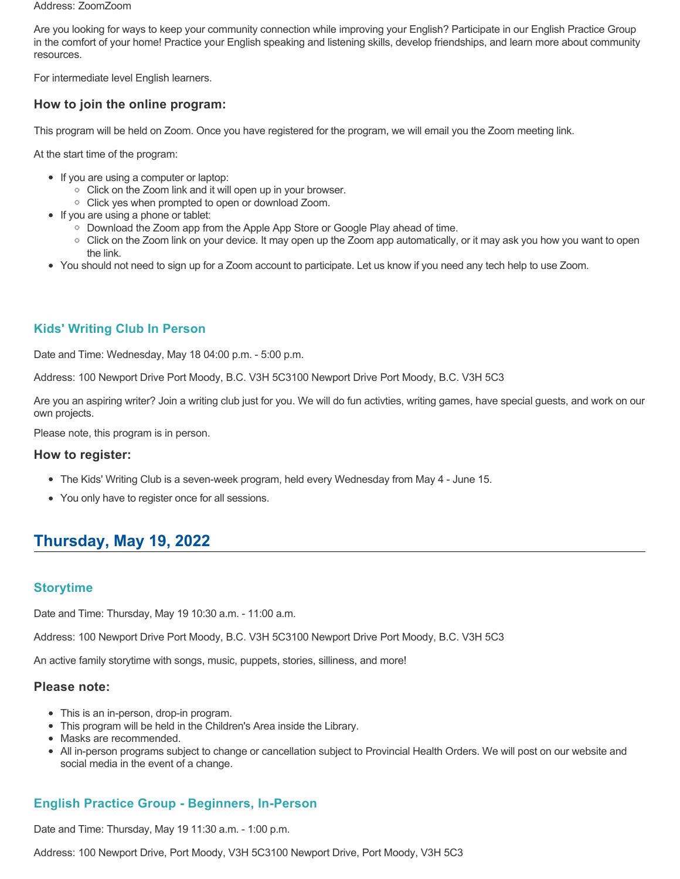Address: ZoomZoom

Are you looking for ways to keep your community connection while improving your English? Participate in our English Practice Group in the comfort of your home! Practice your English speaking and listening skills, develop friendships, and learn more about community resources.

For intermediate level English learners.

### How to join the online program:

This program will be held on Zoom. Once you have registered for the program, we will email you the Zoom meeting link.

At the start time of the program:

- If you are using a computer or laptop:
  - Click on the Zoom link and it will open up in your browser.
  - Click yes when prompted to open or download Zoom.
- If you are using a phone or tablet:
  - Download the Zoom app from the Apple App Store or Google Play ahead of time.
  - Click on the Zoom link on your device. It may open up the Zoom app automatically, or it may ask you how you want to open the link.
- You should not need to sign up for a Zoom account to participate. Let us know if you need any tech help to use Zoom.

### Kids' Writing Club In Person

Date and Time: Wednesday, May 18 04:00 p.m. - 5:00 p.m.

Address: 100 Newport Drive Port Moody, B.C. V3H 5C3100 Newport Drive Port Moody, B.C. V3H 5C3

Are you an aspiring writer? Join a writing club just for you. We will do fun activties, writing games, have special guests, and work on our own projects.

Please note, this program is in person.

### How to register:

- The Kids' Writing Club is a seven-week program, held every Wednesday from May 4 - June 15.
- You only have to register once for all sessions.

## Thursday, May 19, 2022

### Storytime

Date and Time: Thursday, May 19 10:30 a.m. - 11:00 a.m.

Address: 100 Newport Drive Port Moody, B.C. V3H 5C3100 Newport Drive Port Moody, B.C. V3H 5C3

An active family storytime with songs, music, puppets, stories, silliness, and more!

### Please note:

- This is an in-person, drop-in program.
- This program will be held in the Children's Area inside the Library.
- Masks are recommended.
- All in-person programs subject to change or cancellation subject to Provincial Health Orders. We will post on our website and social media in the event of a change.

### English Practice Group - Beginners, In-Person

Date and Time: Thursday, May 19 11:30 a.m. - 1:00 p.m.

Address: 100 Newport Drive, Port Moody, V3H 5C3100 Newport Drive, Port Moody, V3H 5C3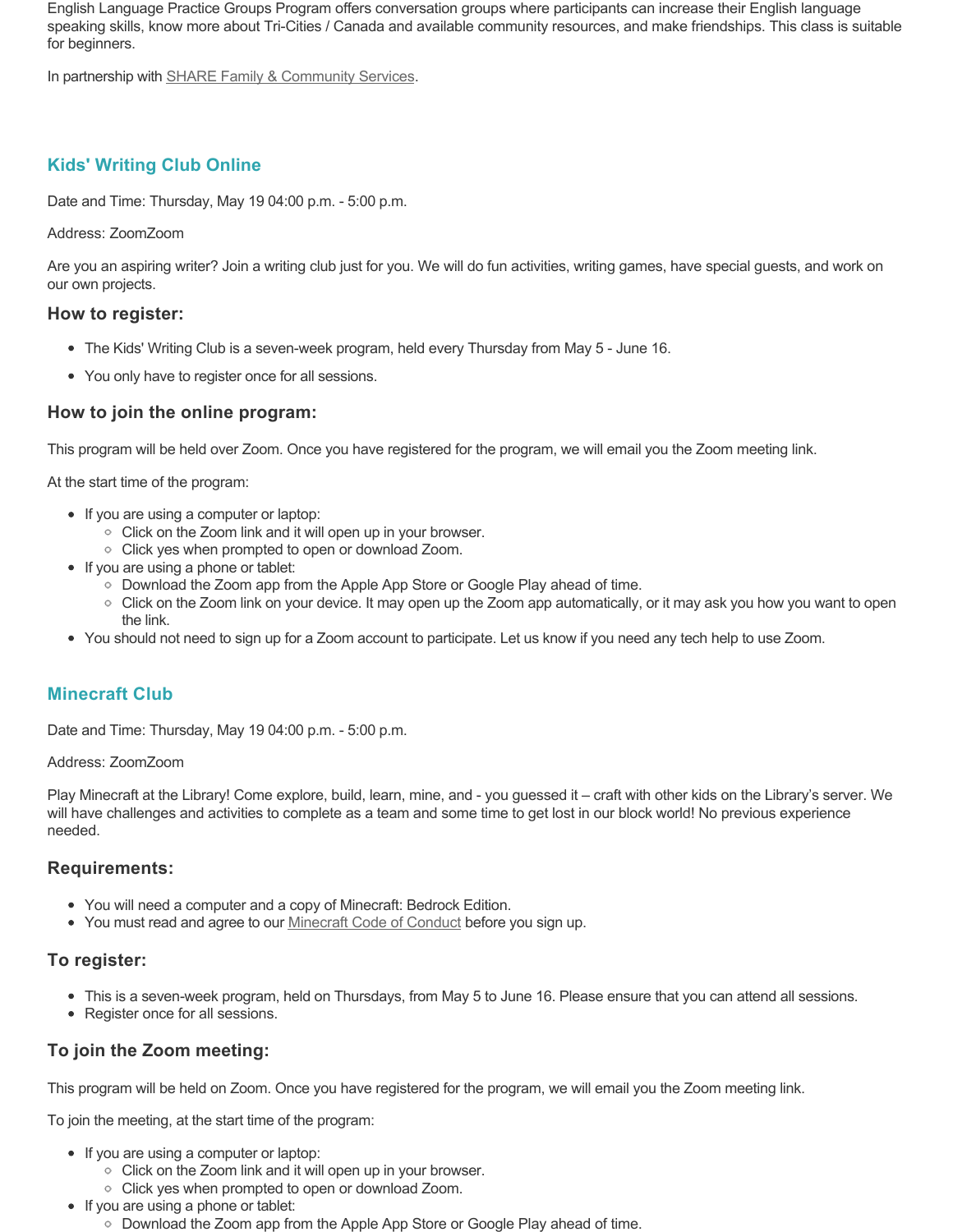English Language Practice Groups Program offers conversation groups where participants can increase their English language speaking skills, know more about Tri-Cities / Canada and available community resources, and make friendships. This class is suitable for beginners.

In partnership with SHARE Family & Community Services.

## Kids' Writing Club Online

Date and Time: Thursday, May 19 04:00 p.m. - 5:00 p.m.

Address: ZoomZoom

Are you an aspiring writer? Join a writing club just for you. We will do fun activities, writing games, have special guests, and work on our own projects.

### How to register:

- The Kids' Writing Club is a seven-week program, held every Thursday from May 5 - June 16.
- You only have to register once for all sessions.

### How to join the online program:

This program will be held over Zoom. Once you have registered for the program, we will email you the Zoom meeting link.

At the start time of the program:

- If you are using a computer or laptop:
  - Click on the Zoom link and it will open up in your browser.
  - Click yes when prompted to open or download Zoom.
- If you are using a phone or tablet:
  - Download the Zoom app from the Apple App Store or Google Play ahead of time.
  - Click on the Zoom link on your device. It may open up the Zoom app automatically, or it may ask you how you want to open the link.
- You should not need to sign up for a Zoom account to participate. Let us know if you need any tech help to use Zoom.

## Minecraft Club

Date and Time: Thursday, May 19 04:00 p.m. - 5:00 p.m.

Address: ZoomZoom

Play Minecraft at the Library! Come explore, build, learn, mine, and - you guessed it – craft with other kids on the Library's server. We will have challenges and activities to complete as a team and some time to get lost in our block world! No previous experience needed.

### Requirements:

- You will need a computer and a copy of Minecraft: Bedrock Edition.
- You must read and agree to our Minecraft Code of Conduct before you sign up.

### To register:

- This is a seven-week program, held on Thursdays, from May 5 to June 16. Please ensure that you can attend all sessions.
- Register once for all sessions.

### To join the Zoom meeting:

This program will be held on Zoom. Once you have registered for the program, we will email you the Zoom meeting link.

To join the meeting, at the start time of the program:

- If you are using a computer or laptop:
  - Click on the Zoom link and it will open up in your browser.
  - Click yes when prompted to open or download Zoom.
- If you are using a phone or tablet:
  - Download the Zoom app from the Apple App Store or Google Play ahead of time.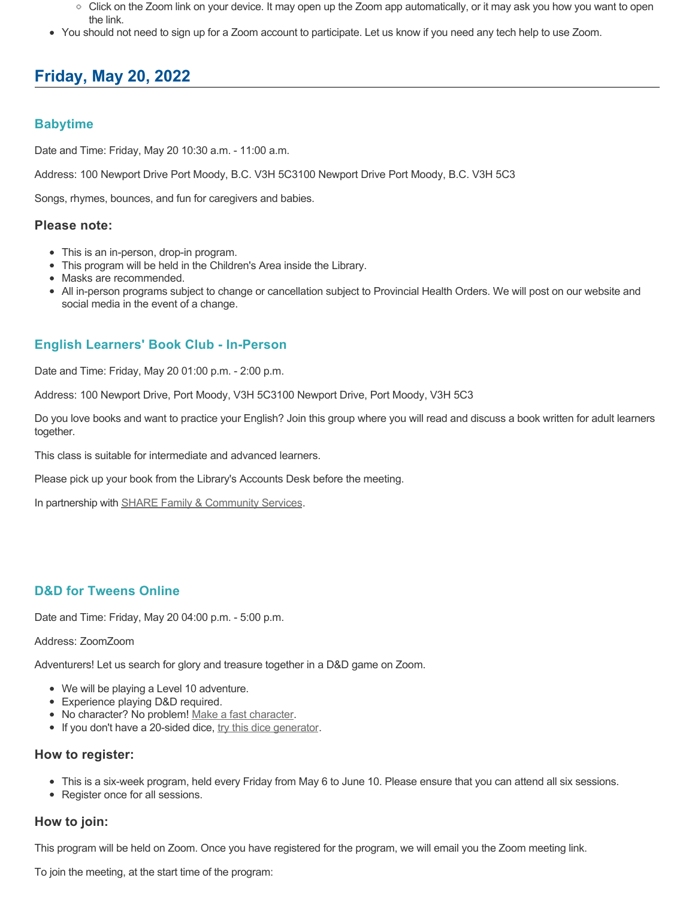- Click on the Zoom link on your device. It may open up the Zoom app automatically, or it may ask you how you want to open the link.
- You should not need to sign up for a Zoom account to participate. Let us know if you need any tech help to use Zoom.

## Friday, May 20, 2022

### Babytime

Date and Time: Friday, May 20 10:30 a.m. - 11:00 a.m.

Address: 100 Newport Drive Port Moody, B.C. V3H 5C3100 Newport Drive Port Moody, B.C. V3H 5C3

Songs, rhymes, bounces, and fun for caregivers and babies.

#### Please note:

- This is an in-person, drop-in program.
- This program will be held in the Children's Area inside the Library.
- Masks are recommended.
- All in-person programs subject to change or cancellation subject to Provincial Health Orders. We will post on our website and social media in the event of a change.

### English Learners' Book Club - In-Person

Date and Time: Friday, May 20 01:00 p.m. - 2:00 p.m.

Address: 100 Newport Drive, Port Moody, V3H 5C3100 Newport Drive, Port Moody, V3H 5C3

Do you love books and want to practice your English? Join this group where you will read and discuss a book written for adult learners together.

This class is suitable for intermediate and advanced learners.

Please pick up your book from the Library's Accounts Desk before the meeting.

In partnership with SHARE Family & Community Services.

### D&D for Tweens Online

Date and Time: Friday, May 20 04:00 p.m. - 5:00 p.m.

Address: ZoomZoom

Adventurers! Let us search for glory and treasure together in a D&D game on Zoom.

- We will be playing a Level 10 adventure.
- Experience playing D&D required.
- No character? No problem! Make a fast character.
- If you don't have a 20-sided dice, try this dice generator.

#### How to register:

- This is a six-week program, held every Friday from May 6 to June 10. Please ensure that you can attend all six sessions.
- Register once for all sessions.

#### How to join:

This program will be held on Zoom. Once you have registered for the program, we will email you the Zoom meeting link.

To join the meeting, at the start time of the program: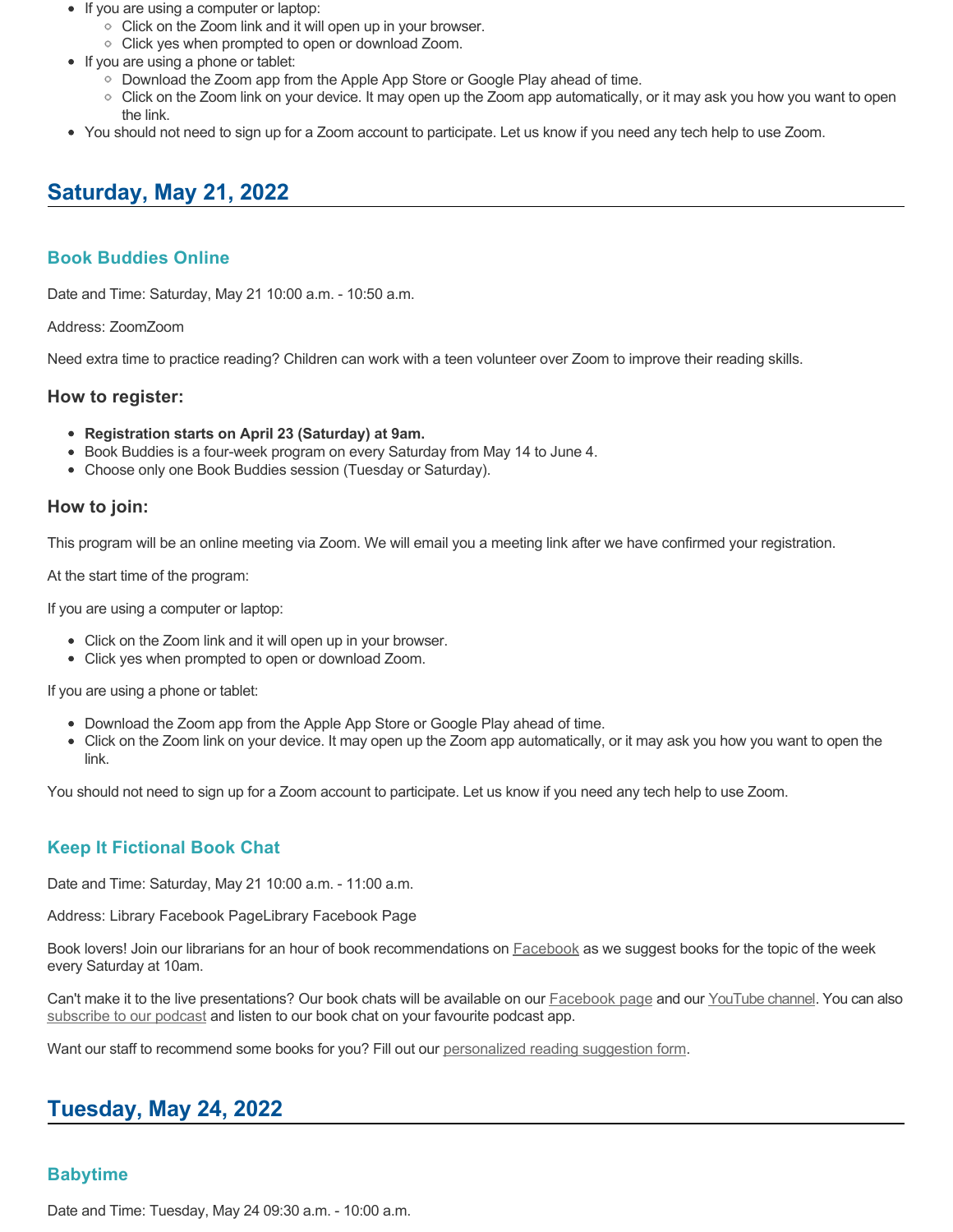- If you are using a computer or laptop:
    - Click on the Zoom link and it will open up in your browser.
    - Click yes when prompted to open or download Zoom.
- If you are using a phone or tablet:
    - Download the Zoom app from the Apple App Store or Google Play ahead of time.
    - Click on the Zoom link on your device. It may open up the Zoom app automatically, or it may ask you how you want to open the link.
- You should not need to sign up for a Zoom account to participate. Let us know if you need any tech help to use Zoom.

## Saturday, May 21, 2022

### Book Buddies Online

Date and Time: Saturday, May 21 10:00 a.m. - 10:50 a.m.

Address: ZoomZoom

Need extra time to practice reading? Children can work with a teen volunteer over Zoom to improve their reading skills.

#### How to register:

- **Registration starts on April 23 (Saturday) at 9am.**
- Book Buddies is a four-week program on every Saturday from May 14 to June 4.
- Choose only one Book Buddies session (Tuesday or Saturday).

#### How to join:

This program will be an online meeting via Zoom. We will email you a meeting link after we have confirmed your registration.

At the start time of the program:

If you are using a computer or laptop:

- Click on the Zoom link and it will open up in your browser.
- Click yes when prompted to open or download Zoom.

If you are using a phone or tablet:

- Download the Zoom app from the Apple App Store or Google Play ahead of time.
- Click on the Zoom link on your device. It may open up the Zoom app automatically, or it may ask you how you want to open the link.

You should not need to sign up for a Zoom account to participate. Let us know if you need any tech help to use Zoom.

### Keep It Fictional Book Chat

Date and Time: Saturday, May 21 10:00 a.m. - 11:00 a.m.

Address: Library Facebook PageLibrary Facebook Page

Book lovers! Join our librarians for an hour of book recommendations on Facebook as we suggest books for the topic of the week every Saturday at 10am.

Can't make it to the live presentations? Our book chats will be available on our Facebook page and our YouTube channel. You can also subscribe to our podcast and listen to our book chat on your favourite podcast app.

Want our staff to recommend some books for you? Fill out our personalized reading suggestion form.

## Tuesday, May 24, 2022

### Babytime

Date and Time: Tuesday, May 24 09:30 a.m. - 10:00 a.m.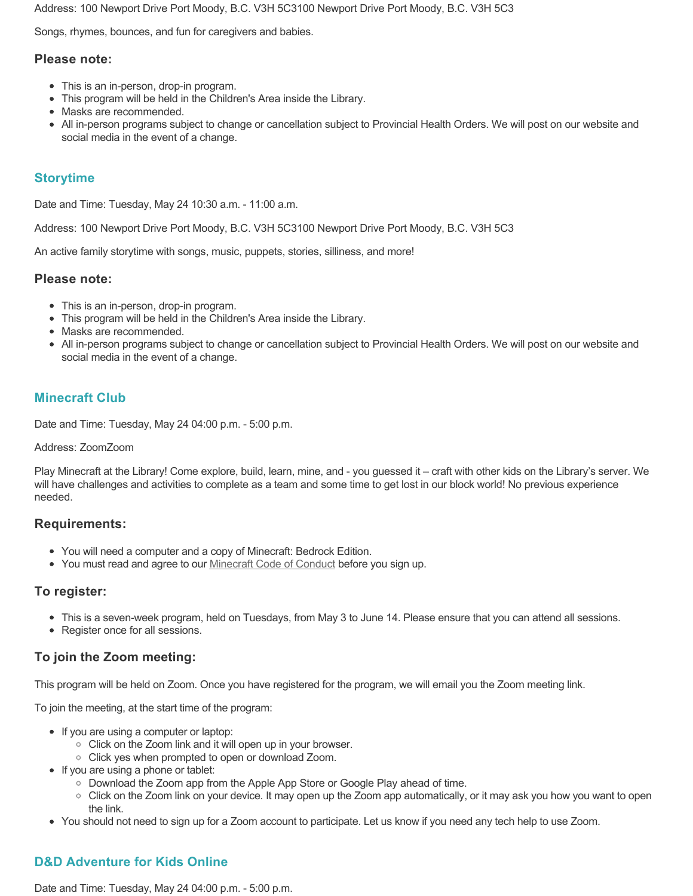Address: 100 Newport Drive Port Moody, B.C. V3H 5C3100 Newport Drive Port Moody, B.C. V3H 5C3

Songs, rhymes, bounces, and fun for caregivers and babies.

### Please note:

- This is an in-person, drop-in program.
- This program will be held in the Children's Area inside the Library.
- Masks are recommended.
- All in-person programs subject to change or cancellation subject to Provincial Health Orders. We will post on our website and social media in the event of a change.

## Storytime

Date and Time: Tuesday, May 24 10:30 a.m. - 11:00 a.m.

Address: 100 Newport Drive Port Moody, B.C. V3H 5C3100 Newport Drive Port Moody, B.C. V3H 5C3

An active family storytime with songs, music, puppets, stories, silliness, and more!

### Please note:

- This is an in-person, drop-in program.
- This program will be held in the Children's Area inside the Library.
- Masks are recommended.
- All in-person programs subject to change or cancellation subject to Provincial Health Orders. We will post on our website and social media in the event of a change.

## Minecraft Club

Date and Time: Tuesday, May 24 04:00 p.m. - 5:00 p.m.

Address: ZoomZoom

Play Minecraft at the Library! Come explore, build, learn, mine, and - you guessed it – craft with other kids on the Library's server. We will have challenges and activities to complete as a team and some time to get lost in our block world! No previous experience needed.

### Requirements:

- You will need a computer and a copy of Minecraft: Bedrock Edition.
- You must read and agree to our Minecraft Code of Conduct before you sign up.

### To register:

- This is a seven-week program, held on Tuesdays, from May 3 to June 14. Please ensure that you can attend all sessions.
- Register once for all sessions.

### To join the Zoom meeting:

This program will be held on Zoom. Once you have registered for the program, we will email you the Zoom meeting link.

To join the meeting, at the start time of the program:

- If you are using a computer or laptop:
  - Click on the Zoom link and it will open up in your browser.
  - Click yes when prompted to open or download Zoom.
- If you are using a phone or tablet:
  - Download the Zoom app from the Apple App Store or Google Play ahead of time.
  - Click on the Zoom link on your device. It may open up the Zoom app automatically, or it may ask you how you want to open the link.
- You should not need to sign up for a Zoom account to participate. Let us know if you need any tech help to use Zoom.

## D&D Adventure for Kids Online

Date and Time: Tuesday, May 24 04:00 p.m. - 5:00 p.m.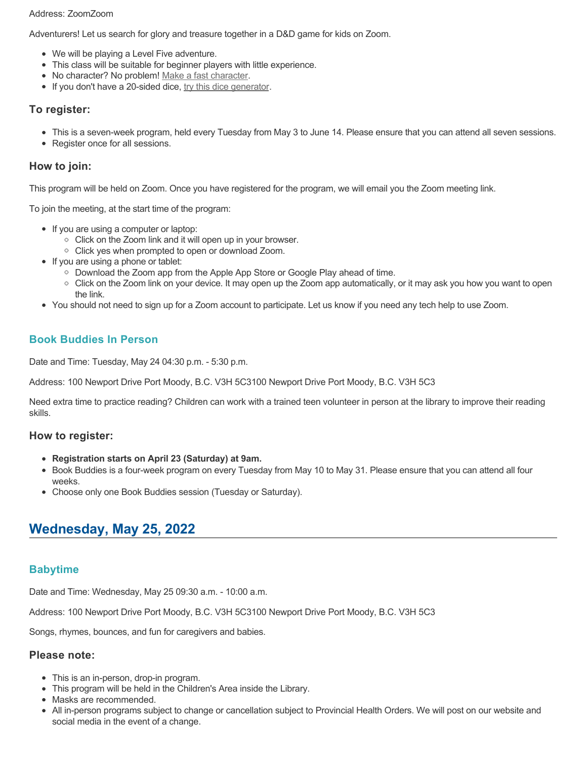Address: ZoomZoom

Adventurers! Let us search for glory and treasure together in a D&D game for kids on Zoom.

- We will be playing a Level Five adventure.
- This class will be suitable for beginner players with little experience.
- No character? No problem! Make a fast character.
- If you don't have a 20-sided dice, try this dice generator.

### To register:

- This is a seven-week program, held every Tuesday from May 3 to June 14. Please ensure that you can attend all seven sessions.
- Register once for all sessions.

### How to join:

This program will be held on Zoom. Once you have registered for the program, we will email you the Zoom meeting link.

To join the meeting, at the start time of the program:

- If you are using a computer or laptop:
  - Click on the Zoom link and it will open up in your browser.
  - Click yes when prompted to open or download Zoom.
- If you are using a phone or tablet:
  - Download the Zoom app from the Apple App Store or Google Play ahead of time.
  - Click on the Zoom link on your device. It may open up the Zoom app automatically, or it may ask you how you want to open the link.
- You should not need to sign up for a Zoom account to participate. Let us know if you need any tech help to use Zoom.

### Book Buddies In Person

Date and Time: Tuesday, May 24 04:30 p.m. - 5:30 p.m.

Address: 100 Newport Drive Port Moody, B.C. V3H 5C3100 Newport Drive Port Moody, B.C. V3H 5C3

Need extra time to practice reading? Children can work with a trained teen volunteer in person at the library to improve their reading skills.

### How to register:

- **Registration starts on April 23 (Saturday) at 9am.**
- Book Buddies is a four-week program on every Tuesday from May 10 to May 31. Please ensure that you can attend all four weeks.
- Choose only one Book Buddies session (Tuesday or Saturday).

## Wednesday, May 25, 2022

### Babytime

Date and Time: Wednesday, May 25 09:30 a.m. - 10:00 a.m.

Address: 100 Newport Drive Port Moody, B.C. V3H 5C3100 Newport Drive Port Moody, B.C. V3H 5C3

Songs, rhymes, bounces, and fun for caregivers and babies.

### Please note:

- This is an in-person, drop-in program.
- This program will be held in the Children's Area inside the Library.
- Masks are recommended.
- All in-person programs subject to change or cancellation subject to Provincial Health Orders. We will post on our website and social media in the event of a change.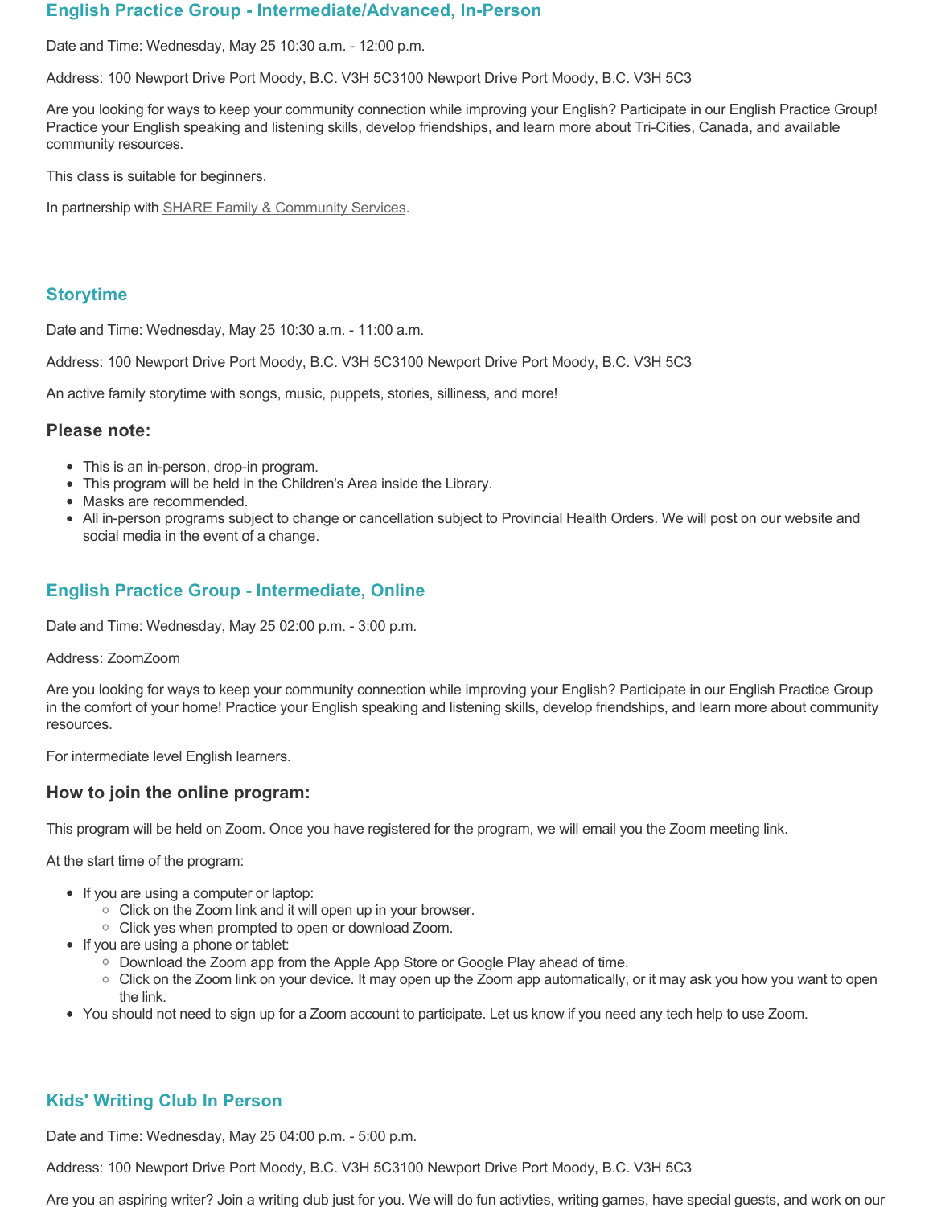## English Practice Group - Intermediate/Advanced, In-Person

Date and Time: Wednesday, May 25 10:30 a.m. - 12:00 p.m.

Address: 100 Newport Drive Port Moody, B.C. V3H 5C3100 Newport Drive Port Moody, B.C. V3H 5C3

Are you looking for ways to keep your community connection while improving your English? Participate in our English Practice Group! Practice your English speaking and listening skills, develop friendships, and learn more about Tri-Cities, Canada, and available community resources.

This class is suitable for beginners.

In partnership with SHARE Family & Community Services.

## Storytime

Date and Time: Wednesday, May 25 10:30 a.m. - 11:00 a.m.

Address: 100 Newport Drive Port Moody, B.C. V3H 5C3100 Newport Drive Port Moody, B.C. V3H 5C3

An active family storytime with songs, music, puppets, stories, silliness, and more!

### Please note:

- This is an in-person, drop-in program.
- This program will be held in the Children's Area inside the Library.
- Masks are recommended.
- All in-person programs subject to change or cancellation subject to Provincial Health Orders. We will post on our website and social media in the event of a change.

## English Practice Group - Intermediate, Online

Date and Time: Wednesday, May 25 02:00 p.m. - 3:00 p.m.

Address: ZoomZoom

Are you looking for ways to keep your community connection while improving your English? Participate in our English Practice Group in the comfort of your home! Practice your English speaking and listening skills, develop friendships, and learn more about community resources.

For intermediate level English learners.

### How to join the online program:

This program will be held on Zoom. Once you have registered for the program, we will email you the Zoom meeting link.

At the start time of the program:

- If you are using a computer or laptop:
  - Click on the Zoom link and it will open up in your browser.
  - Click yes when prompted to open or download Zoom.
- If you are using a phone or tablet:
  - Download the Zoom app from the Apple App Store or Google Play ahead of time.
  - Click on the Zoom link on your device. It may open up the Zoom app automatically, or it may ask you how you want to open the link.
- You should not need to sign up for a Zoom account to participate. Let us know if you need any tech help to use Zoom.

## Kids' Writing Club In Person

Date and Time: Wednesday, May 25 04:00 p.m. - 5:00 p.m.

Address: 100 Newport Drive Port Moody, B.C. V3H 5C3100 Newport Drive Port Moody, B.C. V3H 5C3

Are you an aspiring writer? Join a writing club just for you. We will do fun activties, writing games, have special guests, and work on our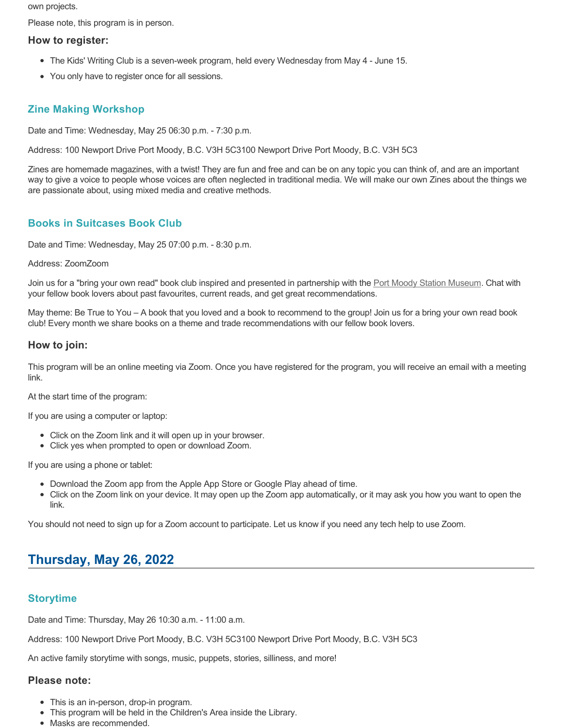own projects.

Please note, this program is in person.

### How to register:

- The Kids' Writing Club is a seven-week program, held every Wednesday from May 4 - June 15.
- You only have to register once for all sessions.

### Zine Making Workshop

Date and Time: Wednesday, May 25 06:30 p.m. - 7:30 p.m.

Address: 100 Newport Drive Port Moody, B.C. V3H 5C3100 Newport Drive Port Moody, B.C. V3H 5C3

Zines are homemade magazines, with a twist! They are fun and free and can be on any topic you can think of, and are an important way to give a voice to people whose voices are often neglected in traditional media. We will make our own Zines about the things we are passionate about, using mixed media and creative methods.

### Books in Suitcases Book Club

Date and Time: Wednesday, May 25 07:00 p.m. - 8:30 p.m.

Address: ZoomZoom

Join us for a "bring your own read" book club inspired and presented in partnership with the Port Moody Station Museum. Chat with your fellow book lovers about past favourites, current reads, and get great recommendations.

May theme: Be True to You – A book that you loved and a book to recommend to the group! Join us for a bring your own read book club! Every month we share books on a theme and trade recommendations with our fellow book lovers.

### How to join:

This program will be an online meeting via Zoom. Once you have registered for the program, you will receive an email with a meeting link.

At the start time of the program:

If you are using a computer or laptop:

- Click on the Zoom link and it will open up in your browser.
- Click yes when prompted to open or download Zoom.

If you are using a phone or tablet:

- Download the Zoom app from the Apple App Store or Google Play ahead of time.
- Click on the Zoom link on your device. It may open up the Zoom app automatically, or it may ask you how you want to open the link.

You should not need to sign up for a Zoom account to participate. Let us know if you need any tech help to use Zoom.

## Thursday, May 26, 2022

### Storytime

Date and Time: Thursday, May 26 10:30 a.m. - 11:00 a.m.

Address: 100 Newport Drive Port Moody, B.C. V3H 5C3100 Newport Drive Port Moody, B.C. V3H 5C3

An active family storytime with songs, music, puppets, stories, silliness, and more!

### Please note:

- This is an in-person, drop-in program.
- This program will be held in the Children's Area inside the Library.
- Masks are recommended.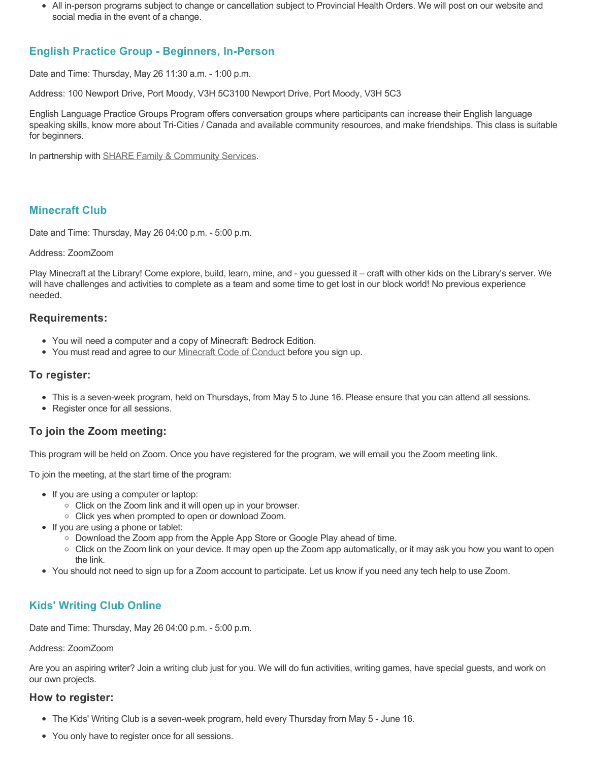- All in-person programs subject to change or cancellation subject to Provincial Health Orders. We will post on our website and social media in the event of a change.

## English Practice Group - Beginners, In-Person

Date and Time: Thursday, May 26 11:30 a.m. - 1:00 p.m.

Address: 100 Newport Drive, Port Moody, V3H 5C3100 Newport Drive, Port Moody, V3H 5C3

English Language Practice Groups Program offers conversation groups where participants can increase their English language speaking skills, know more about Tri-Cities / Canada and available community resources, and make friendships. This class is suitable for beginners.

In partnership with SHARE Family & Community Services.

## Minecraft Club

Date and Time: Thursday, May 26 04:00 p.m. - 5:00 p.m.

Address: ZoomZoom

Play Minecraft at the Library! Come explore, build, learn, mine, and - you guessed it – craft with other kids on the Library's server. We will have challenges and activities to complete as a team and some time to get lost in our block world! No previous experience needed.

### Requirements:

- You will need a computer and a copy of Minecraft: Bedrock Edition.
- You must read and agree to our Minecraft Code of Conduct before you sign up.

### To register:

- This is a seven-week program, held on Thursdays, from May 5 to June 16. Please ensure that you can attend all sessions.
- Register once for all sessions.

### To join the Zoom meeting:

This program will be held on Zoom. Once you have registered for the program, we will email you the Zoom meeting link.

To join the meeting, at the start time of the program:

- If you are using a computer or laptop:
  - Click on the Zoom link and it will open up in your browser.
  - Click yes when prompted to open or download Zoom.
- If you are using a phone or tablet:
  - Download the Zoom app from the Apple App Store or Google Play ahead of time.
  - Click on the Zoom link on your device. It may open up the Zoom app automatically, or it may ask you how you want to open the link.
- You should not need to sign up for a Zoom account to participate. Let us know if you need any tech help to use Zoom.

## Kids' Writing Club Online

Date and Time: Thursday, May 26 04:00 p.m. - 5:00 p.m.

Address: ZoomZoom

Are you an aspiring writer? Join a writing club just for you. We will do fun activities, writing games, have special guests, and work on our own projects.

### How to register:

- The Kids' Writing Club is a seven-week program, held every Thursday from May 5 - June 16.
- You only have to register once for all sessions.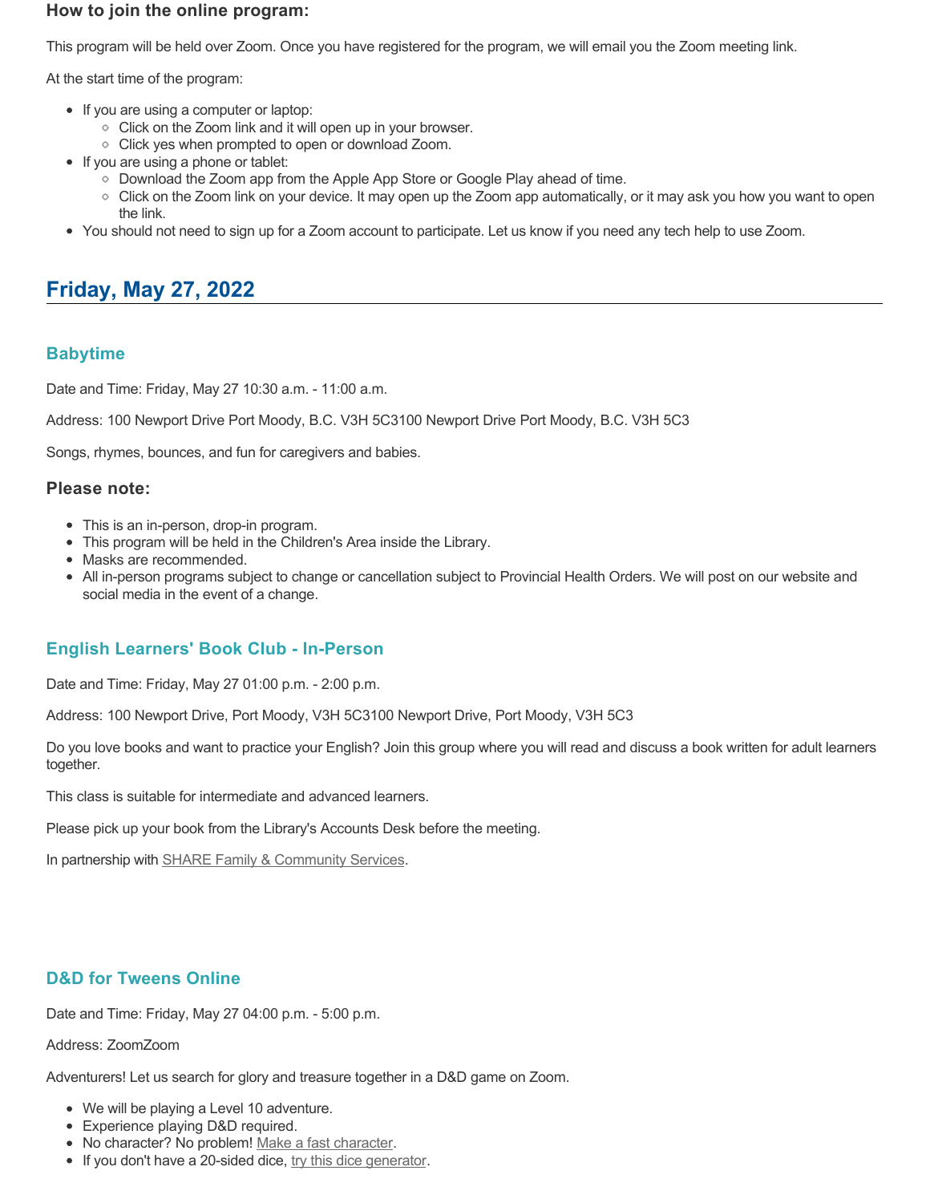### How to join the online program:

This program will be held over Zoom. Once you have registered for the program, we will email you the Zoom meeting link.

At the start time of the program:

- If you are using a computer or laptop:
  - Click on the Zoom link and it will open up in your browser.
  - Click yes when prompted to open or download Zoom.
- If you are using a phone or tablet:
  - Download the Zoom app from the Apple App Store or Google Play ahead of time.
  - Click on the Zoom link on your device. It may open up the Zoom app automatically, or it may ask you how you want to open the link.
- You should not need to sign up for a Zoom account to participate. Let us know if you need any tech help to use Zoom.

## Friday, May 27, 2022

### Babytime

Date and Time: Friday, May 27 10:30 a.m. - 11:00 a.m.

Address: 100 Newport Drive Port Moody, B.C. V3H 5C3100 Newport Drive Port Moody, B.C. V3H 5C3

Songs, rhymes, bounces, and fun for caregivers and babies.

### Please note:

- This is an in-person, drop-in program.
- This program will be held in the Children's Area inside the Library.
- Masks are recommended.
- All in-person programs subject to change or cancellation subject to Provincial Health Orders. We will post on our website and social media in the event of a change.

### English Learners' Book Club - In-Person

Date and Time: Friday, May 27 01:00 p.m. - 2:00 p.m.

Address: 100 Newport Drive, Port Moody, V3H 5C3100 Newport Drive, Port Moody, V3H 5C3

Do you love books and want to practice your English? Join this group where you will read and discuss a book written for adult learners together.

This class is suitable for intermediate and advanced learners.

Please pick up your book from the Library's Accounts Desk before the meeting.

In partnership with SHARE Family & Community Services.

### D&D for Tweens Online

Date and Time: Friday, May 27 04:00 p.m. - 5:00 p.m.

Address: ZoomZoom

Adventurers! Let us search for glory and treasure together in a D&D game on Zoom.

- We will be playing a Level 10 adventure.
- Experience playing D&D required.
- No character? No problem! Make a fast character.
- If you don't have a 20-sided dice, try this dice generator.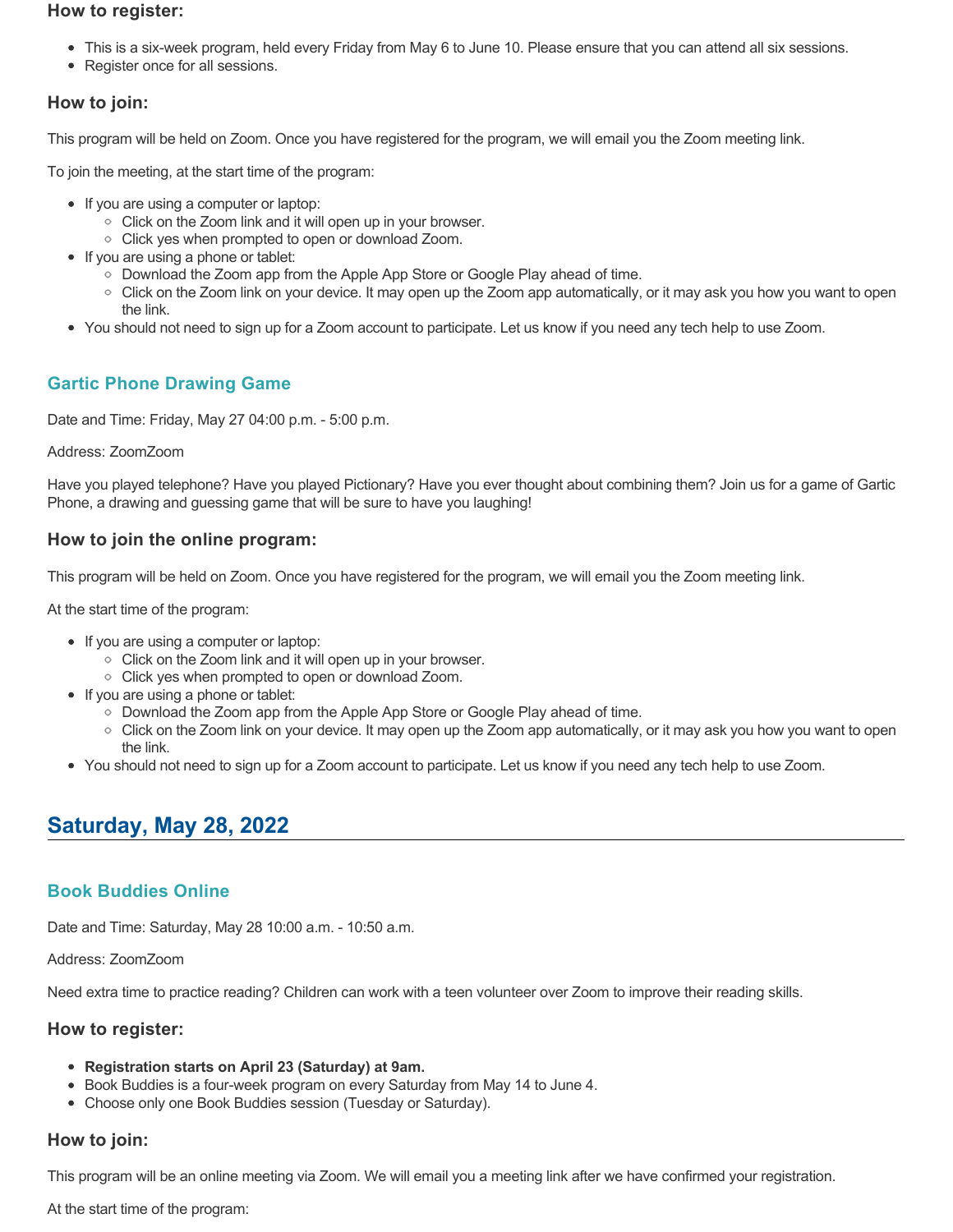### How to register:

- This is a six-week program, held every Friday from May 6 to June 10. Please ensure that you can attend all six sessions.
- Register once for all sessions.

### How to join:

This program will be held on Zoom. Once you have registered for the program, we will email you the Zoom meeting link.

To join the meeting, at the start time of the program:

- If you are using a computer or laptop:
  - Click on the Zoom link and it will open up in your browser.
  - Click yes when prompted to open or download Zoom.
- If you are using a phone or tablet:
  - Download the Zoom app from the Apple App Store or Google Play ahead of time.
  - Click on the Zoom link on your device. It may open up the Zoom app automatically, or it may ask you how you want to open the link.
- You should not need to sign up for a Zoom account to participate. Let us know if you need any tech help to use Zoom.

### Gartic Phone Drawing Game

Date and Time: Friday, May 27 04:00 p.m. - 5:00 p.m.

Address: ZoomZoom

Have you played telephone? Have you played Pictionary? Have you ever thought about combining them? Join us for a game of Gartic Phone, a drawing and guessing game that will be sure to have you laughing!

### How to join the online program:

This program will be held on Zoom. Once you have registered for the program, we will email you the Zoom meeting link.

At the start time of the program:

- If you are using a computer or laptop:
  - Click on the Zoom link and it will open up in your browser.
  - Click yes when prompted to open or download Zoom.
- If you are using a phone or tablet:
  - Download the Zoom app from the Apple App Store or Google Play ahead of time.
  - Click on the Zoom link on your device. It may open up the Zoom app automatically, or it may ask you how you want to open the link.
- You should not need to sign up for a Zoom account to participate. Let us know if you need any tech help to use Zoom.

## Saturday, May 28, 2022

### Book Buddies Online

Date and Time: Saturday, May 28 10:00 a.m. - 10:50 a.m.

Address: ZoomZoom

Need extra time to practice reading? Children can work with a teen volunteer over Zoom to improve their reading skills.

### How to register:

- **Registration starts on April 23 (Saturday) at 9am.**
- Book Buddies is a four-week program on every Saturday from May 14 to June 4.
- Choose only one Book Buddies session (Tuesday or Saturday).

### How to join:

This program will be an online meeting via Zoom. We will email you a meeting link after we have confirmed your registration.

At the start time of the program: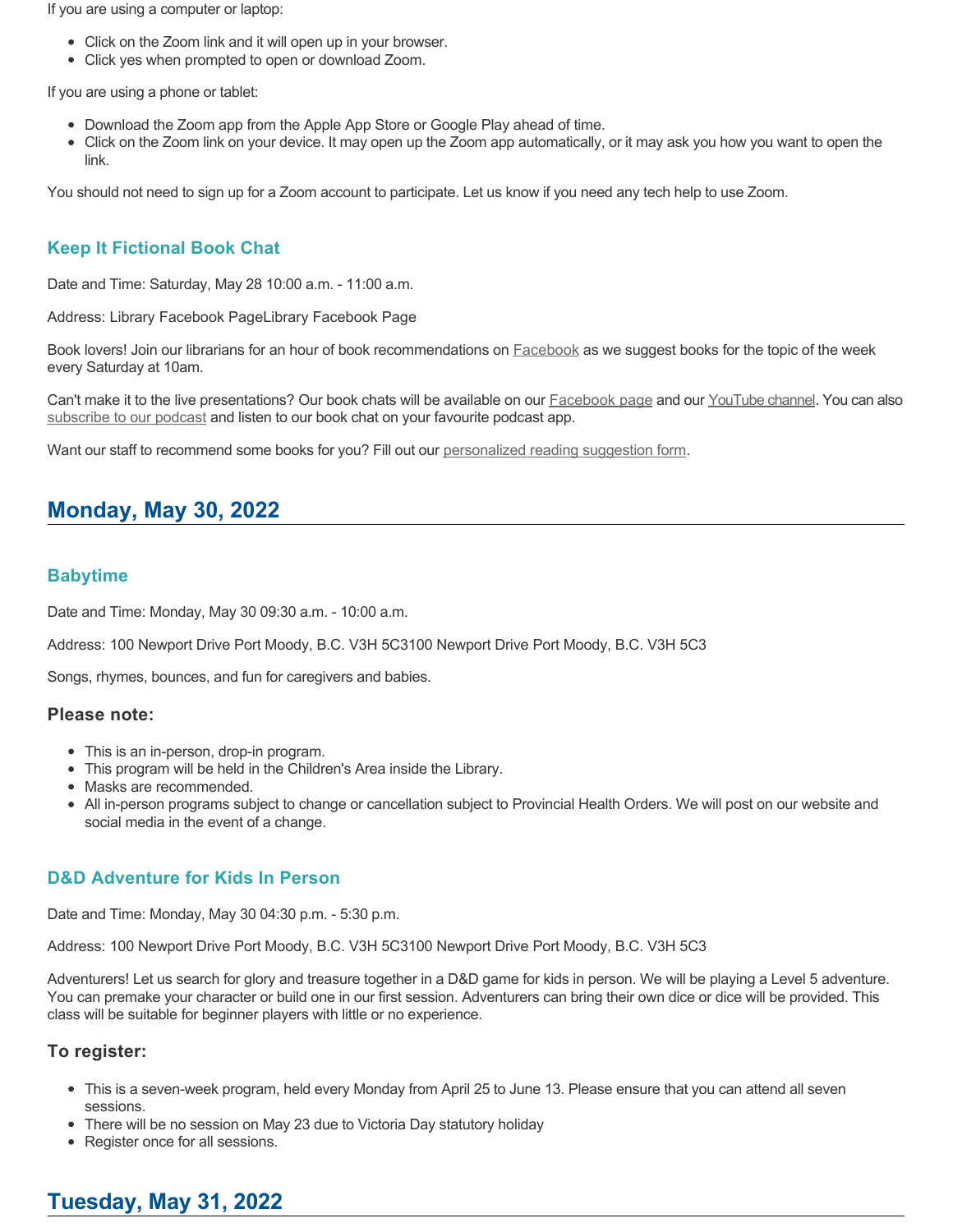If you are using a computer or laptop:

- Click on the Zoom link and it will open up in your browser.
- Click yes when prompted to open or download Zoom.

If you are using a phone or tablet:

- Download the Zoom app from the Apple App Store or Google Play ahead of time.
- Click on the Zoom link on your device. It may open up the Zoom app automatically, or it may ask you how you want to open the link.

You should not need to sign up for a Zoom account to participate. Let us know if you need any tech help to use Zoom.

### Keep It Fictional Book Chat

Date and Time: Saturday, May 28 10:00 a.m. - 11:00 a.m.

Address: Library Facebook PageLibrary Facebook Page

Book lovers! Join our librarians for an hour of book recommendations on Facebook as we suggest books for the topic of the week every Saturday at 10am.

Can't make it to the live presentations? Our book chats will be available on our Facebook page and our YouTube channel. You can also subscribe to our podcast and listen to our book chat on your favourite podcast app.

Want our staff to recommend some books for you? Fill out our personalized reading suggestion form.

## Monday, May 30, 2022

### Babytime

Date and Time: Monday, May 30 09:30 a.m. - 10:00 a.m.

Address: 100 Newport Drive Port Moody, B.C. V3H 5C3100 Newport Drive Port Moody, B.C. V3H 5C3

Songs, rhymes, bounces, and fun for caregivers and babies.

#### Please note:

- This is an in-person, drop-in program.
- This program will be held in the Children's Area inside the Library.
- Masks are recommended.
- All in-person programs subject to change or cancellation subject to Provincial Health Orders. We will post on our website and social media in the event of a change.

### D&D Adventure for Kids In Person

Date and Time: Monday, May 30 04:30 p.m. - 5:30 p.m.

Address: 100 Newport Drive Port Moody, B.C. V3H 5C3100 Newport Drive Port Moody, B.C. V3H 5C3

Adventurers! Let us search for glory and treasure together in a D&D game for kids in person. We will be playing a Level 5 adventure. You can premake your character or build one in our first session. Adventurers can bring their own dice or dice will be provided. This class will be suitable for beginner players with little or no experience.

#### To register:

- This is a seven-week program, held every Monday from April 25 to June 13. Please ensure that you can attend all seven sessions.
- There will be no session on May 23 due to Victoria Day statutory holiday
- Register once for all sessions.

## Tuesday, May 31, 2022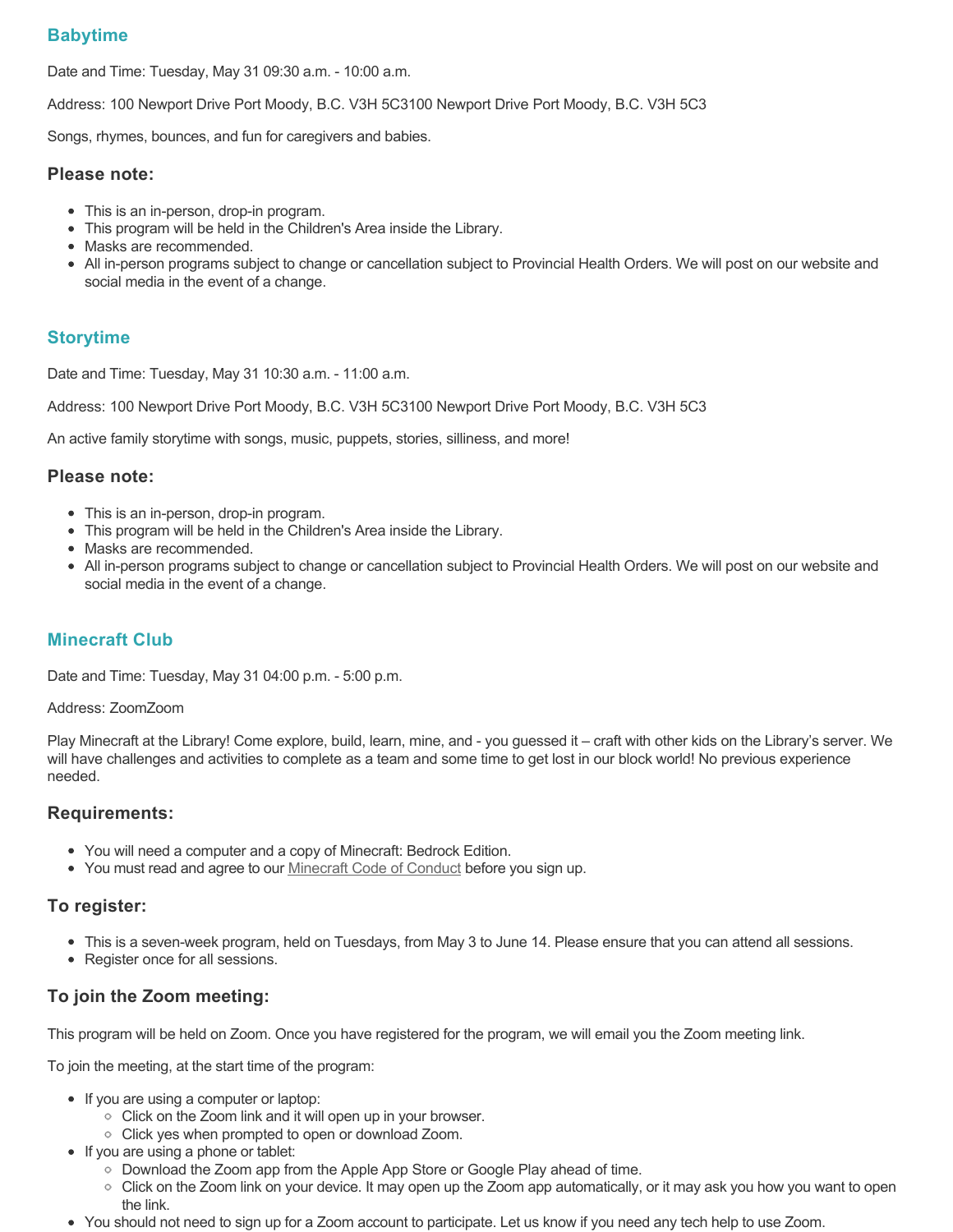## Babytime

Date and Time: Tuesday, May 31 09:30 a.m. - 10:00 a.m.

Address: 100 Newport Drive Port Moody, B.C. V3H 5C3100 Newport Drive Port Moody, B.C. V3H 5C3

Songs, rhymes, bounces, and fun for caregivers and babies.

### Please note:

- This is an in-person, drop-in program.
- This program will be held in the Children's Area inside the Library.
- Masks are recommended.
- All in-person programs subject to change or cancellation subject to Provincial Health Orders. We will post on our website and social media in the event of a change.

## Storytime

Date and Time: Tuesday, May 31 10:30 a.m. - 11:00 a.m.

Address: 100 Newport Drive Port Moody, B.C. V3H 5C3100 Newport Drive Port Moody, B.C. V3H 5C3

An active family storytime with songs, music, puppets, stories, silliness, and more!

### Please note:

- This is an in-person, drop-in program.
- This program will be held in the Children's Area inside the Library.
- Masks are recommended.
- All in-person programs subject to change or cancellation subject to Provincial Health Orders. We will post on our website and social media in the event of a change.

## Minecraft Club

Date and Time: Tuesday, May 31 04:00 p.m. - 5:00 p.m.

Address: ZoomZoom

Play Minecraft at the Library! Come explore, build, learn, mine, and - you guessed it – craft with other kids on the Library's server. We will have challenges and activities to complete as a team and some time to get lost in our block world! No previous experience needed.

### Requirements:

- You will need a computer and a copy of Minecraft: Bedrock Edition.
- You must read and agree to our Minecraft Code of Conduct before you sign up.

### To register:

- This is a seven-week program, held on Tuesdays, from May 3 to June 14. Please ensure that you can attend all sessions.
- Register once for all sessions.

### To join the Zoom meeting:

This program will be held on Zoom. Once you have registered for the program, we will email you the Zoom meeting link.

To join the meeting, at the start time of the program:

- If you are using a computer or laptop:
  - Click on the Zoom link and it will open up in your browser.
  - Click yes when prompted to open or download Zoom.
- If you are using a phone or tablet:
  - Download the Zoom app from the Apple App Store or Google Play ahead of time.
  - Click on the Zoom link on your device. It may open up the Zoom app automatically, or it may ask you how you want to open the link.
- You should not need to sign up for a Zoom account to participate. Let us know if you need any tech help to use Zoom.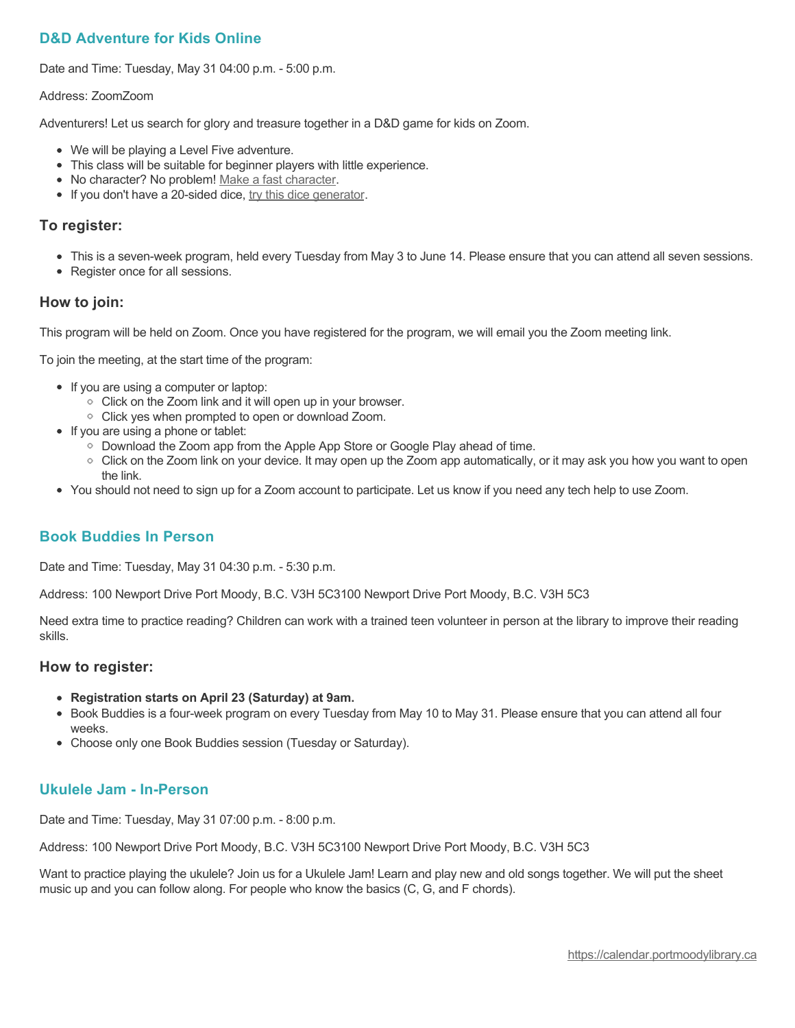## D&D Adventure for Kids Online

Date and Time: Tuesday, May 31 04:00 p.m. - 5:00 p.m.

Address: ZoomZoom

Adventurers! Let us search for glory and treasure together in a D&D game for kids on Zoom.

- We will be playing a Level Five adventure.
- This class will be suitable for beginner players with little experience.
- No character? No problem! Make a fast character.
- If you don't have a 20-sided dice, try this dice generator.

### To register:

- This is a seven-week program, held every Tuesday from May 3 to June 14. Please ensure that you can attend all seven sessions.
- Register once for all sessions.

### How to join:

This program will be held on Zoom. Once you have registered for the program, we will email you the Zoom meeting link.

To join the meeting, at the start time of the program:

- If you are using a computer or laptop:
  - Click on the Zoom link and it will open up in your browser.
  - Click yes when prompted to open or download Zoom.
- If you are using a phone or tablet:
  - Download the Zoom app from the Apple App Store or Google Play ahead of time.
  - Click on the Zoom link on your device. It may open up the Zoom app automatically, or it may ask you how you want to open the link.
- You should not need to sign up for a Zoom account to participate. Let us know if you need any tech help to use Zoom.

## Book Buddies In Person

Date and Time: Tuesday, May 31 04:30 p.m. - 5:30 p.m.

Address: 100 Newport Drive Port Moody, B.C. V3H 5C3100 Newport Drive Port Moody, B.C. V3H 5C3

Need extra time to practice reading? Children can work with a trained teen volunteer in person at the library to improve their reading skills.

### How to register:

- **Registration starts on April 23 (Saturday) at 9am.**
- Book Buddies is a four-week program on every Tuesday from May 10 to May 31. Please ensure that you can attend all four weeks.
- Choose only one Book Buddies session (Tuesday or Saturday).

## Ukulele Jam - In-Person

Date and Time: Tuesday, May 31 07:00 p.m. - 8:00 p.m.

Address: 100 Newport Drive Port Moody, B.C. V3H 5C3100 Newport Drive Port Moody, B.C. V3H 5C3

Want to practice playing the ukulele? Join us for a Ukulele Jam! Learn and play new and old songs together. We will put the sheet music up and you can follow along. For people who know the basics (C, G, and F chords).